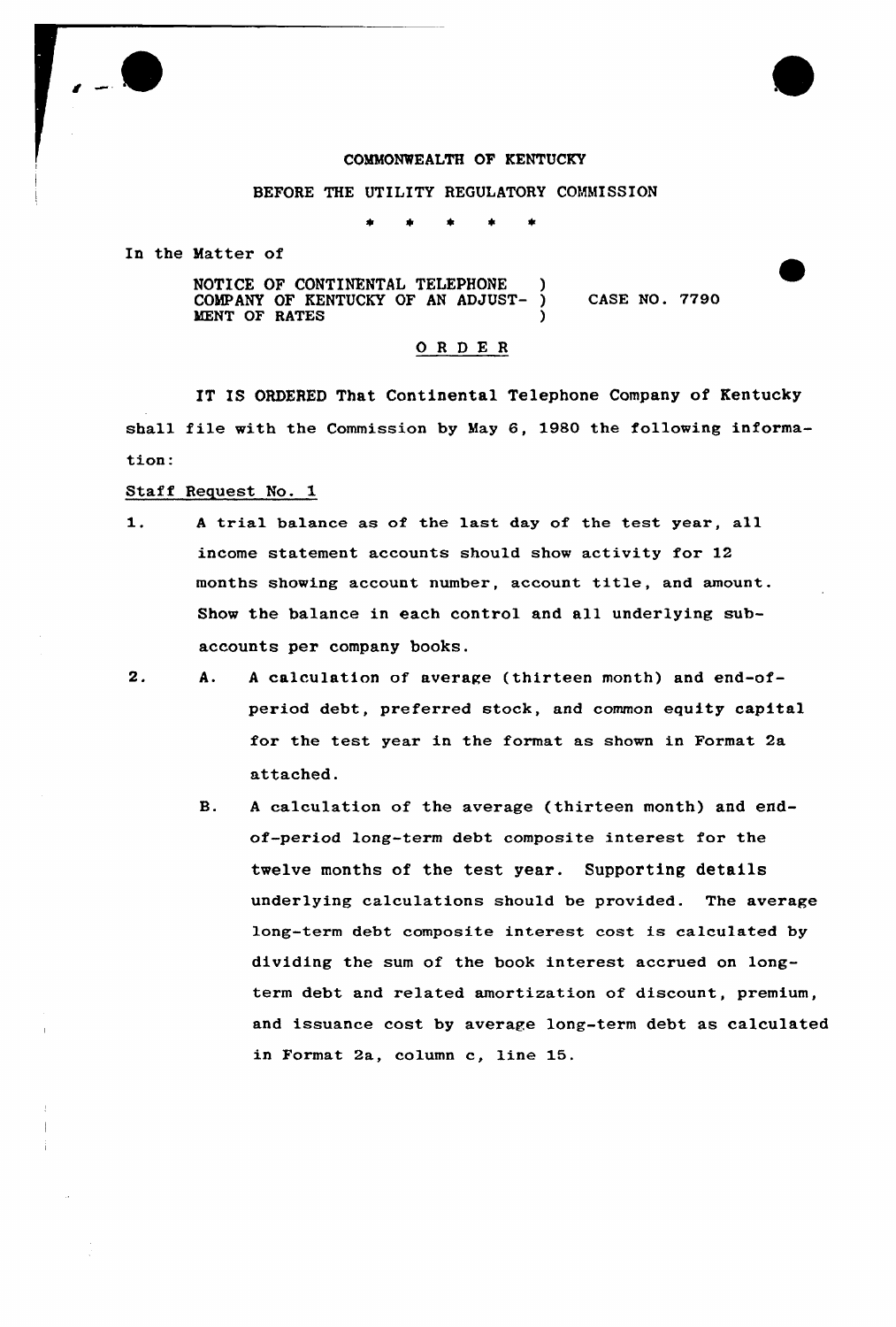COMMONWEALTH OF KENTUCKY

BEFORE THE UTILITY REGULATORY COMMISSION

\* \* \* \* \*

In the Matter of

NOTICE OF CONTINENTAL TELEPHONE COMPANY OF KENTUCKY OF AN ADJUSTMENT OF RATES ) CASE NO. 7790

# O R D E R

IT IS ORDERED That Continental Telephone Company of Kentucky shall file with the Commission by May 6, 1980 the following information:

Staff Request No. 1

1. A trial balance as of the last day of the test year, all income statement accounts should show activity for 12 months showing account number, account title, and amount. Show the balance in each control and all underlying sub-accounts per company books.

2. A. A calculation of average (thirteen month) and end-of-period debt, preferred stock, and common equity capital for the test year in the format as shown in Format 2a attached.

   B. A calculation of the average (thirteen month) and end-of-period long-term debt composite interest for the twelve months of the test year. Supporting details underlying calculations should be provided. The average long-term debt composite interest cost is calculated by dividing the sum of the book interest accrued on long-term debt and related amortization of discount, premium, and issuance cost by average long-term debt as calculated in Format 2a, column c, line 15.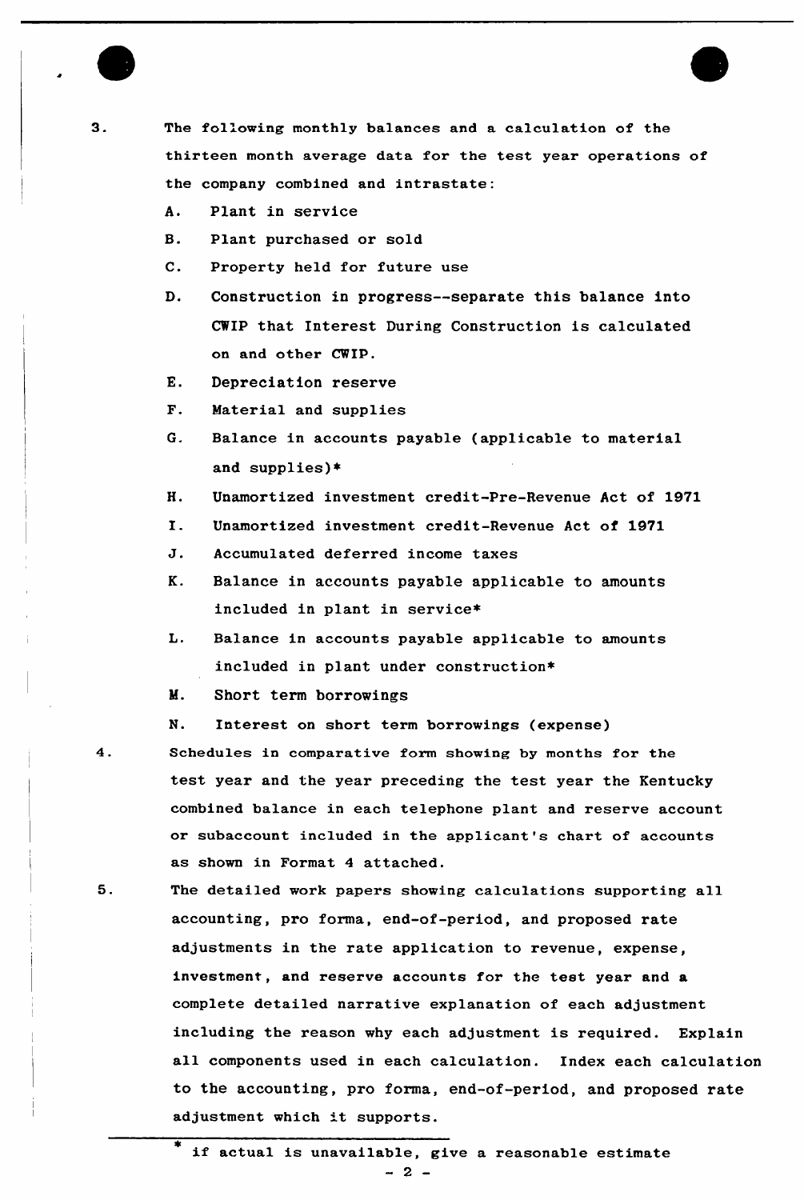3. The following monthly balances and a calculation of the thirteen month average data for the test year operations of the company combined and intrastate:

   A. Plant in service

   B. Plant purchased or sold

   C. Property held for future use

   D. Construction in progress--separate this balance into CWIP that Interest During Construction is calculated on and other CWIP.

   E. Depreciation reserve

   F. Material and supplies

   G. Balance in accounts payable (applicable to material and supplies)*

   H. Unamortized investment credit-Pre-Revenue Act of 1971

   I. Unamortized investment credit-Revenue Act of 1971

   J. Accumulated deferred income taxes

   K. Balance in accounts payable applicable to amounts included in plant in service*

   L. Balance in accounts payable applicable to amounts included in plant under construction*

   M. Short term borrowings

   N. Interest on short term borrowings (expense)

4. Schedules in comparative form showing by months for the test year and the year preceding the test year the Kentucky combined balance in each telephone plant and reserve account or subaccount included in the applicant's chart of accounts as shown in Format 4 attached.

5. The detailed work papers showing calculations supporting all accounting, pro forma, end-of-period, and proposed rate adjustments in the rate application to revenue, expense, investment, and reserve accounts for the test year and a complete detailed narrative explanation of each adjustment including the reason why each adjustment is required. Explain all components used in each calculation. Index each calculation to the accounting, pro forma, end-of-period, and proposed rate adjustment which it supports.

---

\* if actual is unavailable, give a reasonable estimate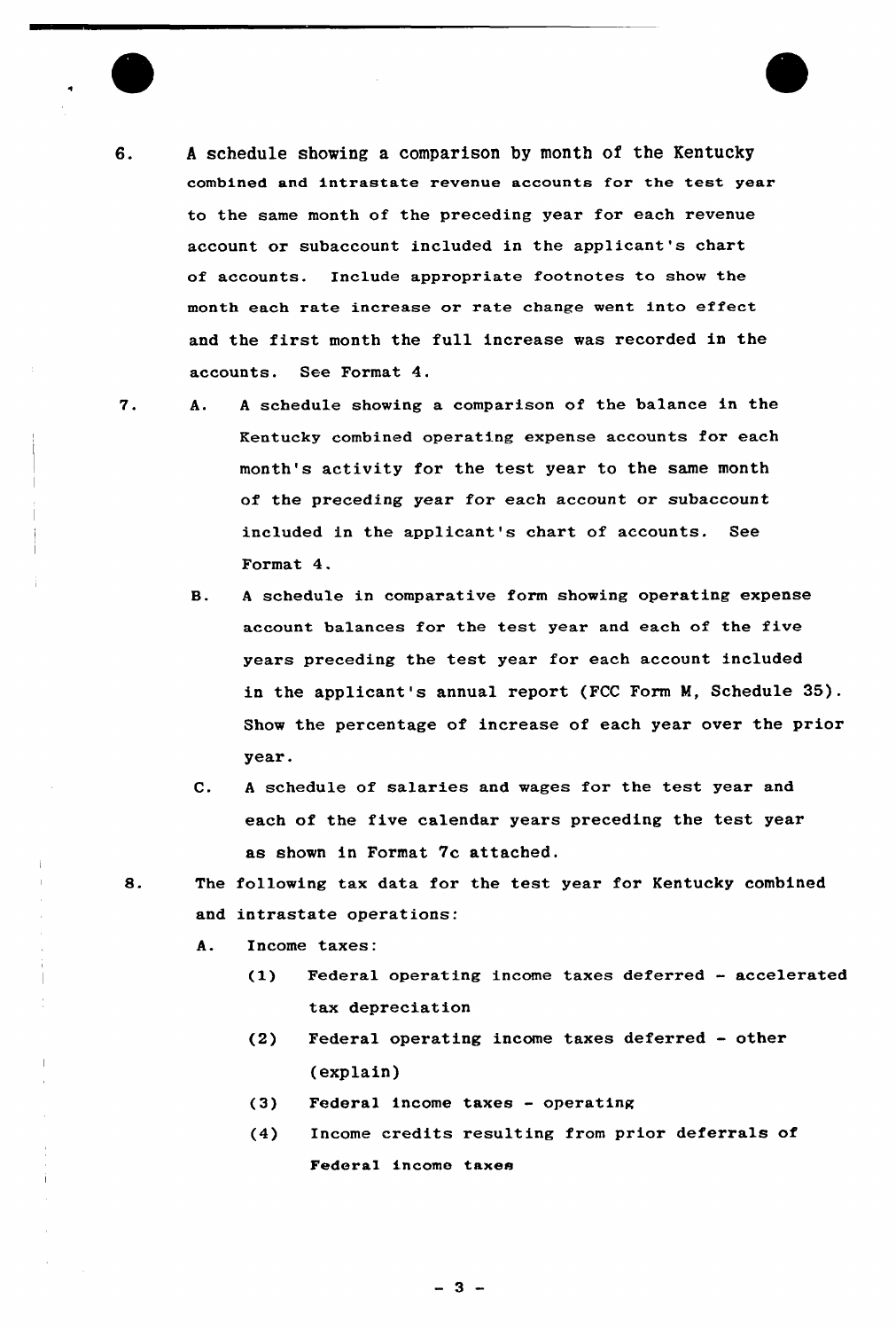6. A schedule showing a comparison by month of the Kentucky combined and intrastate revenue accounts for the test year to the same month of the preceding year for each revenue account or subaccount included in the applicant's chart of accounts. Include appropriate footnotes to show the month each rate increase or rate change went into effect and the first month the full increase was recorded in the accounts. See Format 4.

7. A. A schedule showing a comparison of the balance in the Kentucky combined operating expense accounts for each month's activity for the test year to the same month of the preceding year for each account or subaccount included in the applicant's chart of accounts. See Format 4.

   B. A schedule in comparative form showing operating expense account balances for the test year and each of the five years preceding the test year for each account included in the applicant's annual report (FCC Form M, Schedule 35). Show the percentage of increase of each year over the prior year.

   C. A schedule of salaries and wages for the test year and each of the five calendar years preceding the test year as shown in Format 7c attached.

8. The following tax data for the test year for Kentucky combined and intrastate operations:

   A. Income taxes:

      (1) Federal operating income taxes deferred - accelerated tax depreciation

      (2) Federal operating income taxes deferred - other (explain)

      (3) Federal income taxes - operating

      (4) Income credits resulting from prior deferrals of Federal income taxes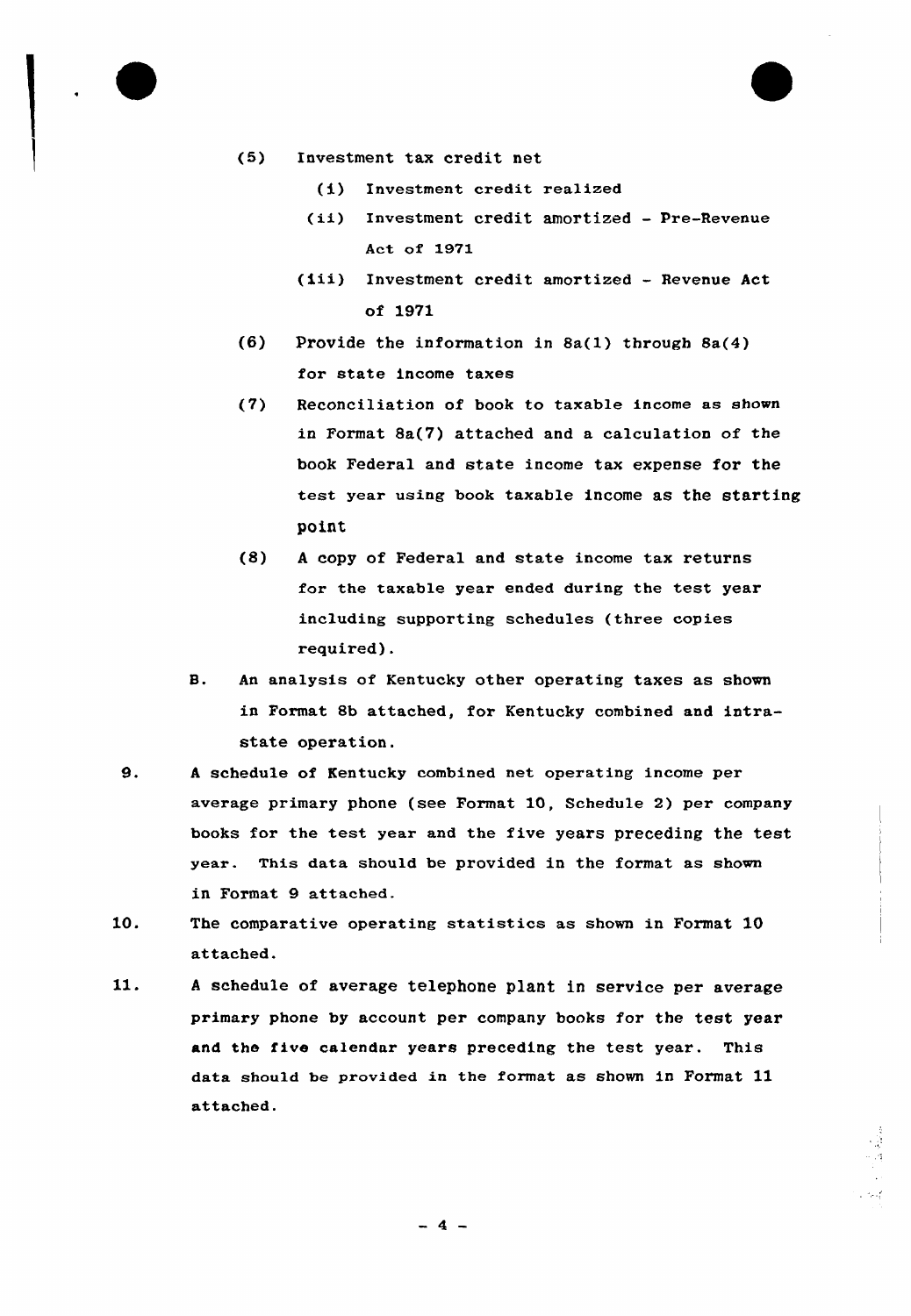(5) Investment tax credit net

    (i) Investment credit realized

    (ii) Investment credit amortized - Pre-Revenue Act of 1971

    (iii) Investment credit amortized - Revenue Act of 1971

(6) Provide the information in 8a(1) through 8a(4) for state income taxes

(7) Reconciliation of book to taxable income as shown in Format 8a(7) attached and a calculation of the book Federal and state income tax expense for the test year using book taxable income as the starting point

(8) A copy of Federal and state income tax returns for the taxable year ended during the test year including supporting schedules (three copies required).

B. An analysis of Kentucky other operating taxes as shown in Format 8b attached, for Kentucky combined and intrastate operation.

9. A schedule of Kentucky combined net operating income per average primary phone (see Format 10, Schedule 2) per company books for the test year and the five years preceding the test year. This data should be provided in the format as shown in Format 9 attached.

10. The comparative operating statistics as shown in Format 10 attached.

11. A schedule of average telephone plant in service per average primary phone by account per company books for the test year and the five calendar years preceding the test year. This data should be provided in the format as shown in Format 11 attached.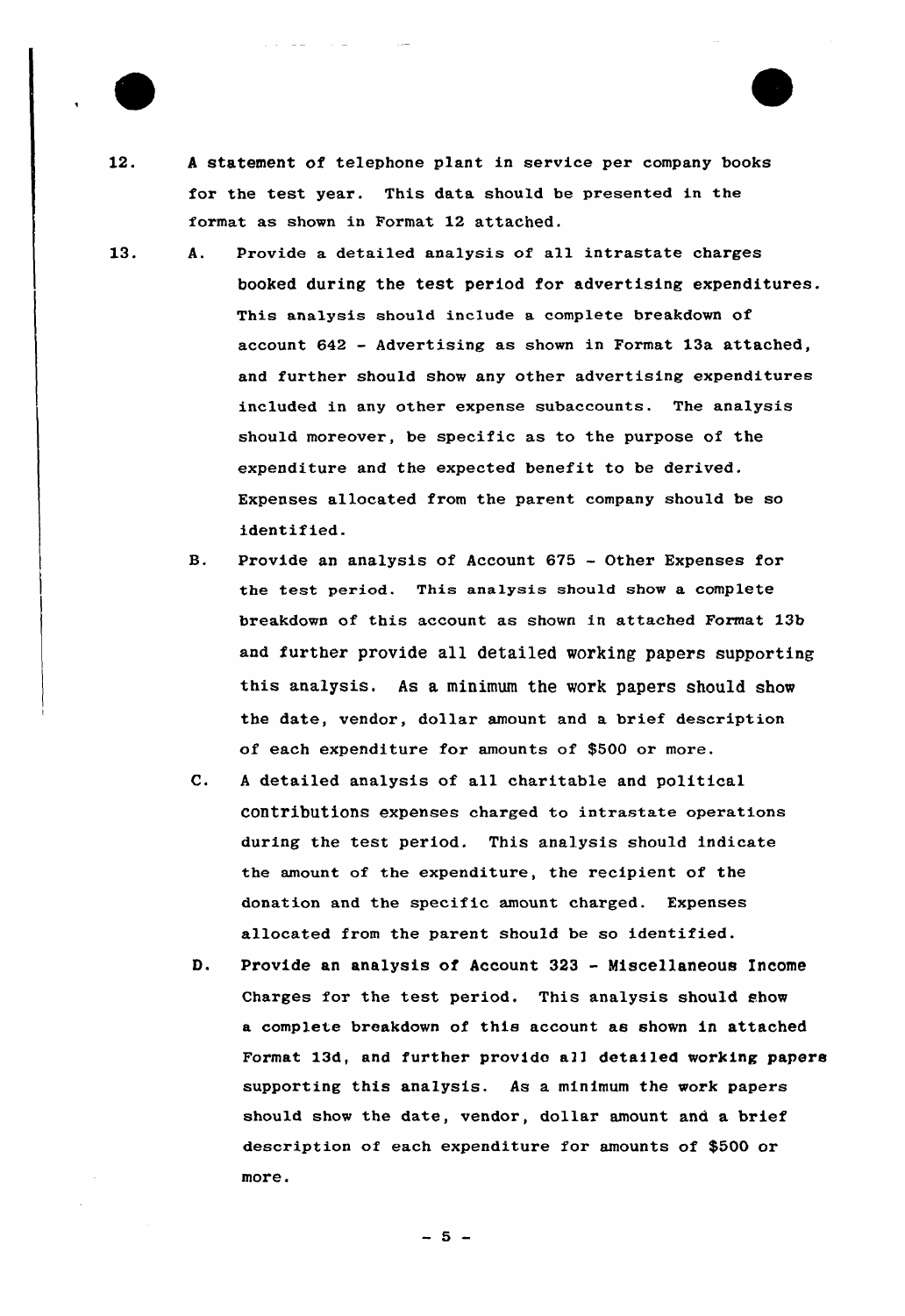12. A statement of telephone plant in service per company books for the test year. This data should be presented in the format as shown in Format 12 attached.

13. A. Provide a detailed analysis of all intrastate charges booked during the test period for advertising expenditures. This analysis should include a complete breakdown of account 642 - Advertising as shown in Format 13a attached, and further should show any other advertising expenditures included in any other expense subaccounts. The analysis should moreover, be specific as to the purpose of the expenditure and the expected benefit to be derived. Expenses allocated from the parent company should be so identified.

    B. Provide an analysis of Account 675 - Other Expenses for the test period. This analysis should show a complete breakdown of this account as shown in attached Format 13b and further provide all detailed working papers supporting this analysis. As a minimum the work papers should show the date, vendor, dollar amount and a brief description of each expenditure for amounts of $500 or more.

    C. A detailed analysis of all charitable and political contributions expenses charged to intrastate operations during the test period. This analysis should indicate the amount of the expenditure, the recipient of the donation and the specific amount charged. Expenses allocated from the parent should be so identified.

    D. Provide an analysis of Account 323 - Miscellaneous Income Charges for the test period. This analysis should show a complete breakdown of this account as shown in attached Format 13d, and further provide all detailed working papers supporting this analysis. As a minimum the work papers should show the date, vendor, dollar amount and a brief description of each expenditure for amounts of $500 or more.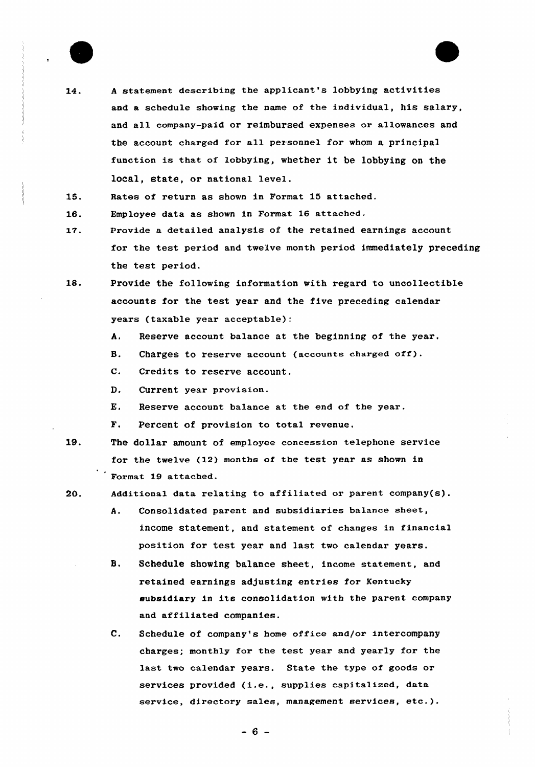14. A statement describing the applicant's lobbying activities and a schedule showing the name of the individual, his salary, and all company-paid or reimbursed expenses or allowances and the account charged for all personnel for whom a principal function is that of lobbying, whether it be lobbying on the local, state, or national level.

15. Rates of return as shown in Format 15 attached.

16. Employee data as shown in Format 16 attached.

17. Provide a detailed analysis of the retained earnings account for the test period and twelve month period immediately preceding the test period.

18. Provide the following information with regard to uncollectible accounts for the test year and the five preceding calendar years (taxable year acceptable):

    A. Reserve account balance at the beginning of the year.

    B. Charges to reserve account (accounts charged off).

    C. Credits to reserve account.

    D. Current year provision.

    E. Reserve account balance at the end of the year.

    F. Percent of provision to total revenue.

19. The dollar amount of employee concession telephone service for the twelve (12) months of the test year as shown in Format 19 attached.

20. Additional data relating to affiliated or parent company(s).

    A. Consolidated parent and subsidiaries balance sheet, income statement, and statement of changes in financial position for test year and last two calendar years.

    B. Schedule showing balance sheet, income statement, and retained earnings adjusting entries for Kentucky subsidiary in its consolidation with the parent company and affiliated companies.

    C. Schedule of company's home office and/or intercompany charges; monthly for the test year and yearly for the last two calendar years. State the type of goods or services provided (i.e., supplies capitalized, data service, directory sales, management services, etc.).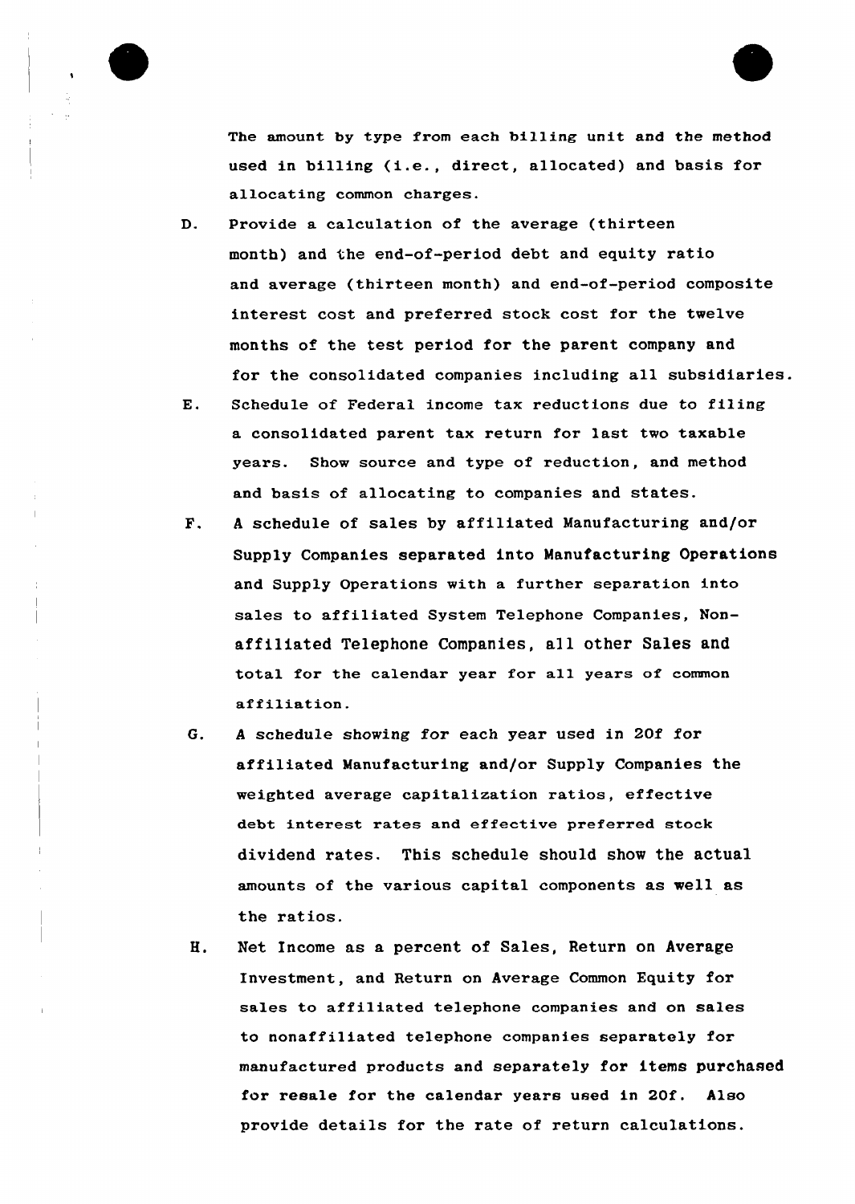The amount by type from each billing unit and the method used in billing (i.e., direct, allocated) and basis for allocating common charges.

D. Provide a calculation of the average (thirteen month) and the end-of-period debt and equity ratio and average (thirteen month) and end-of-period composite interest cost and preferred stock cost for the twelve months of the test period for the parent company and for the consolidated companies including all subsidiaries.

E. Schedule of Federal income tax reductions due to filing a consolidated parent tax return for last two taxable years. Show source and type of reduction, and method and basis of allocating to companies and states.

F. A schedule of sales by affiliated Manufacturing and/or Supply Companies separated into Manufacturing Operations and Supply Operations with a further separation into sales to affiliated System Telephone Companies, Non-affiliated Telephone Companies, all other Sales and total for the calendar year for all years of common affiliation.

G. A schedule showing for each year used in 20f for affiliated Manufacturing and/or Supply Companies the weighted average capitalization ratios, effective debt interest rates and effective preferred stock dividend rates. This schedule should show the actual amounts of the various capital components as well as the ratios.

H. Net Income as a percent of Sales, Return on Average Investment, and Return on Average Common Equity for sales to affiliated telephone companies and on sales to nonaffiliated telephone companies separately for manufactured products and separately for items purchased for resale for the calendar years used in 20f. Also provide details for the rate of return calculations.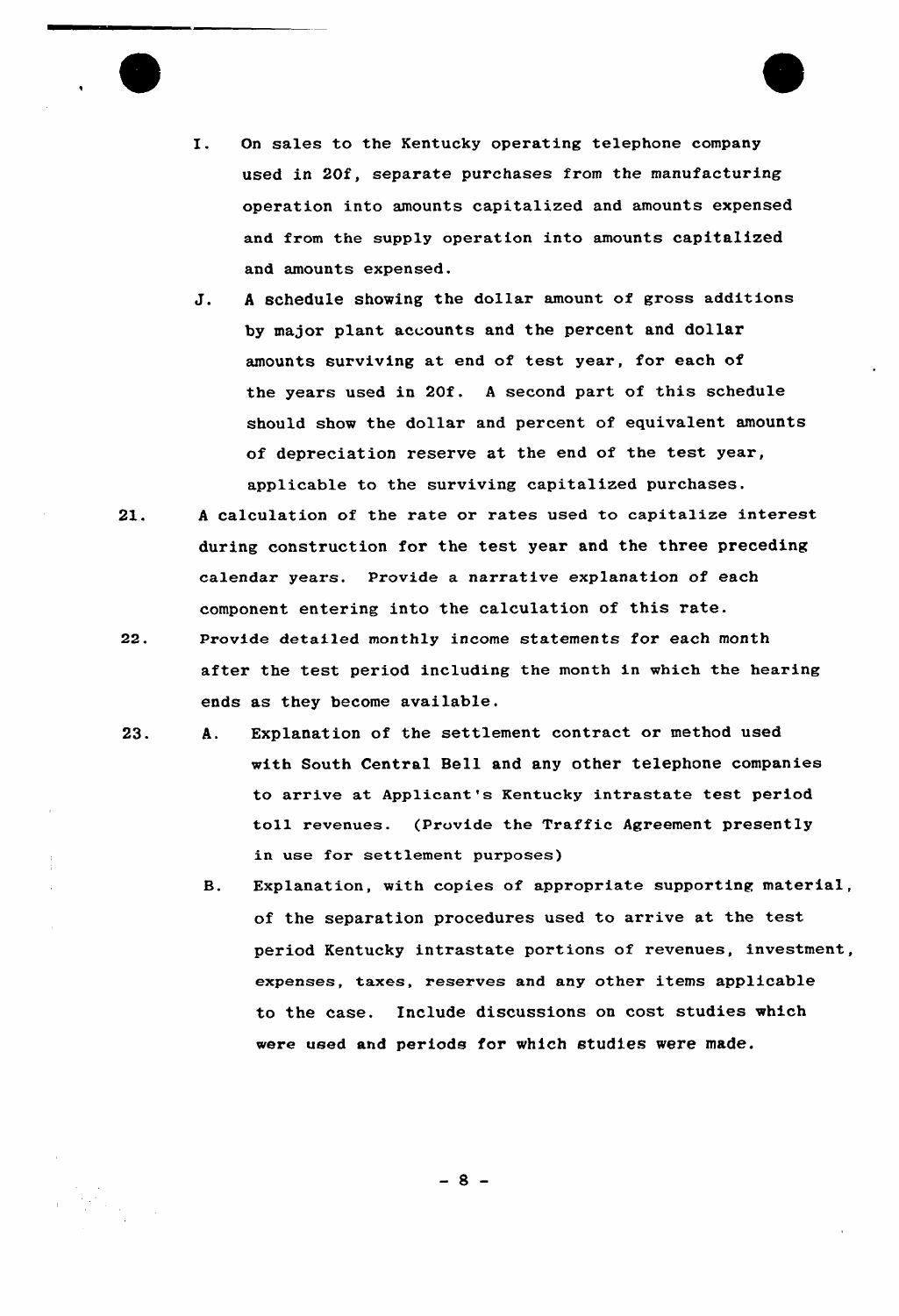I. On sales to the Kentucky operating telephone company used in 20f, separate purchases from the manufacturing operation into amounts capitalized and amounts expensed and from the supply operation into amounts capitalized and amounts expensed.

J. A schedule showing the dollar amount of gross additions by major plant accounts and the percent and dollar amounts surviving at end of test year, for each of the years used in 20f. A second part of this schedule should show the dollar and percent of equivalent amounts of depreciation reserve at the end of the test year, applicable to the surviving capitalized purchases.

21. A calculation of the rate or rates used to capitalize interest during construction for the test year and the three preceding calendar years. Provide a narrative explanation of each component entering into the calculation of this rate.

22. Provide detailed monthly income statements for each month after the test period including the month in which the hearing ends as they become available.

23. A. Explanation of the settlement contract or method used with South Central Bell and any other telephone companies to arrive at Applicant's Kentucky intrastate test period toll revenues. (Provide the Traffic Agreement presently in use for settlement purposes)

B. Explanation, with copies of appropriate supporting material, of the separation procedures used to arrive at the test period Kentucky intrastate portions of revenues, investment, expenses, taxes, reserves and any other items applicable to the case. Include discussions on cost studies which were used and periods for which studies were made.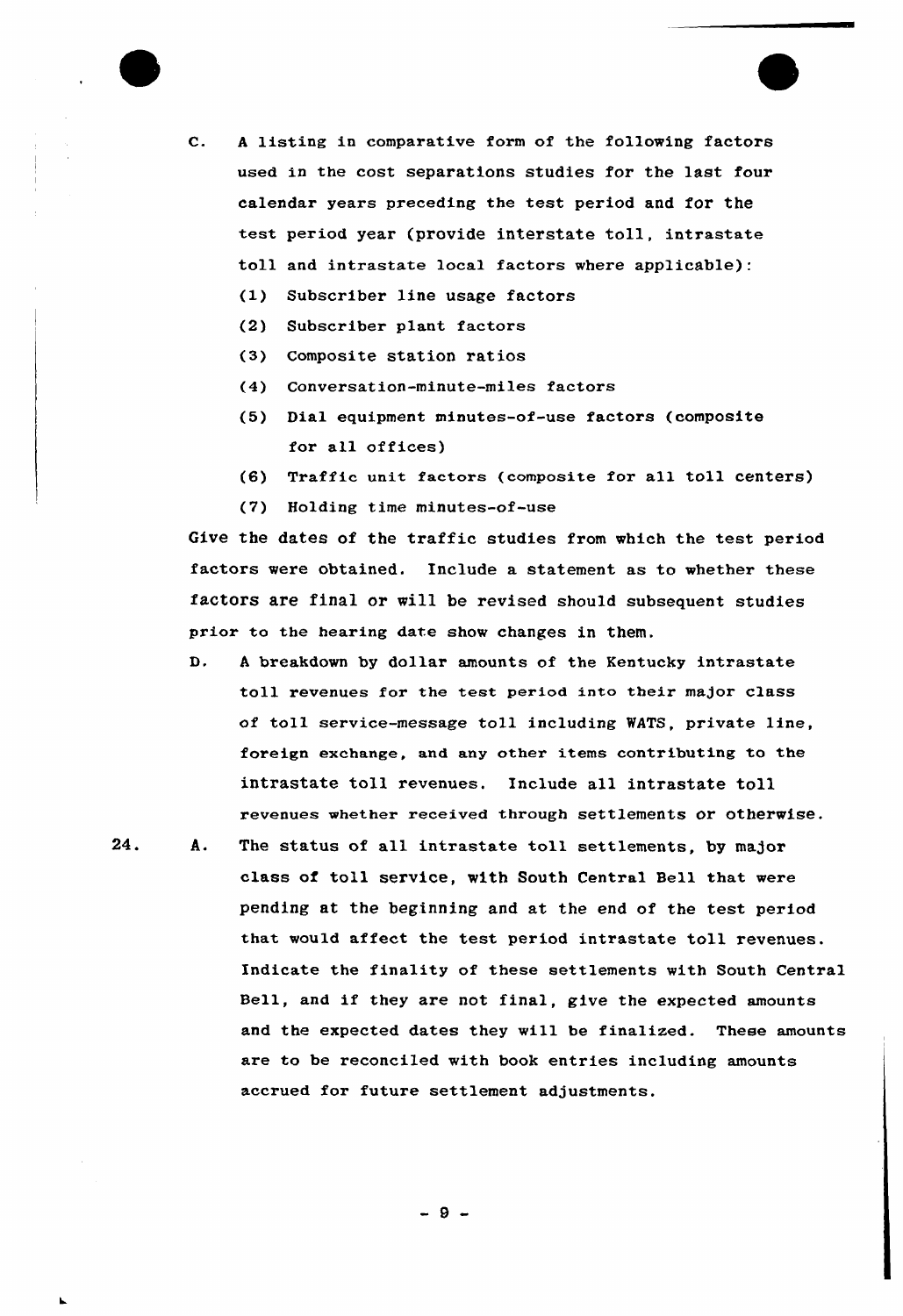C. A listing in comparative form of the following factors used in the cost separations studies for the last four calendar years preceding the test period and for the test period year (provide interstate toll, intrastate toll and intrastate local factors where applicable):

   (1) Subscriber line usage factors

   (2) Subscriber plant factors

   (3) Composite station ratios

   (4) Conversation-minute-miles factors

   (5) Dial equipment minutes-of-use factors (composite for all offices)

   (6) Traffic unit factors (composite for all toll centers)

   (7) Holding time minutes-of-use

Give the dates of the traffic studies from which the test period factors were obtained. Include a statement as to whether these factors are final or will be revised should subsequent studies prior to the hearing date show changes in them.

D. A breakdown by dollar amounts of the Kentucky intrastate toll revenues for the test period into their major class of toll service-message toll including WATS, private line, foreign exchange, and any other items contributing to the intrastate toll revenues. Include all intrastate toll revenues whether received through settlements or otherwise.

24. A. The status of all intrastate toll settlements, by major class of toll service, with South Central Bell that were pending at the beginning and at the end of the test period that would affect the test period intrastate toll revenues. Indicate the finality of these settlements with South Central Bell, and if they are not final, give the expected amounts and the expected dates they will be finalized. These amounts are to be reconciled with book entries including amounts accrued for future settlement adjustments.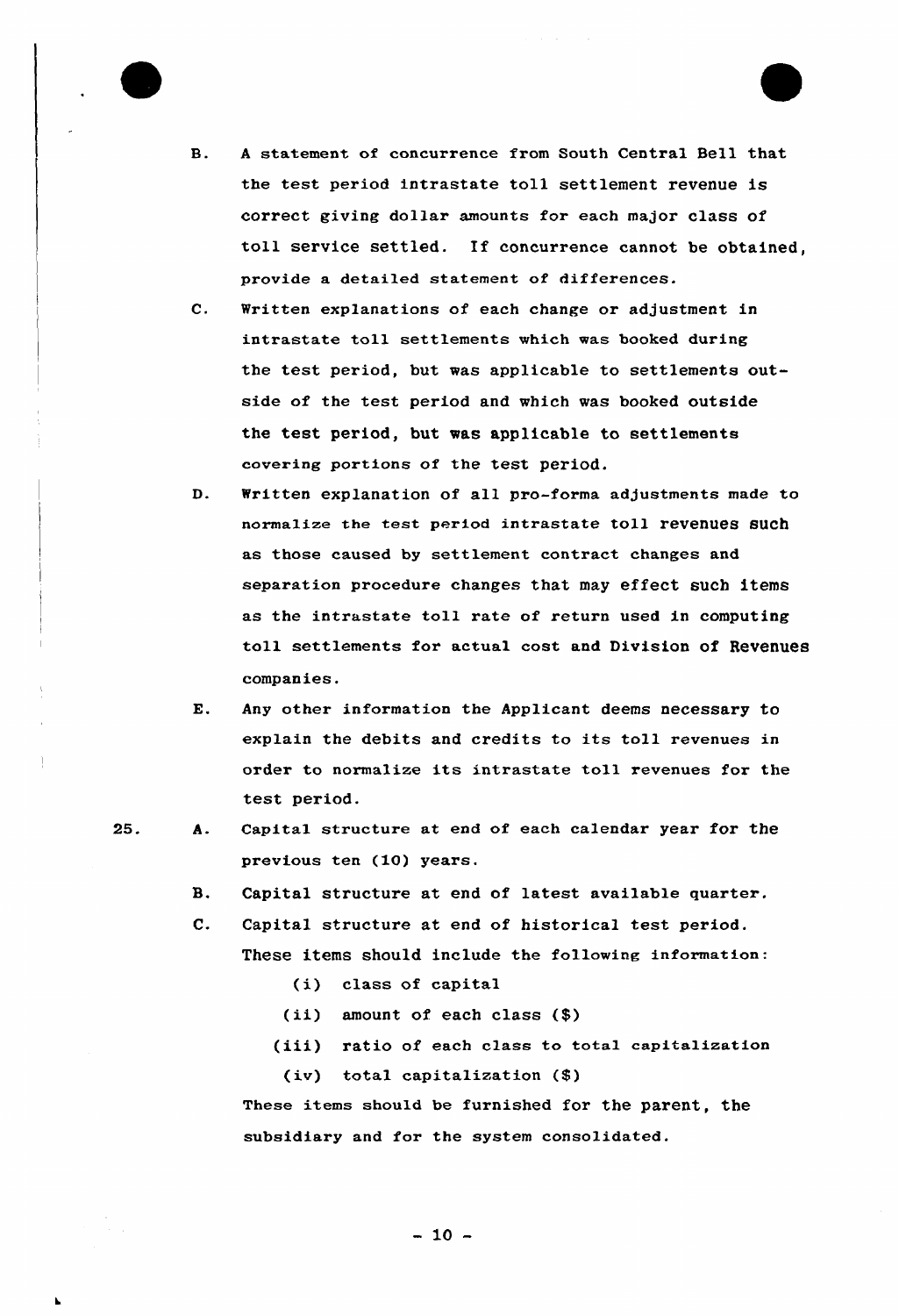B. A statement of concurrence from South Central Bell that the test period intrastate toll settlement revenue is correct giving dollar amounts for each major class of toll service settled. If concurrence cannot be obtained, provide a detailed statement of differences.

C. Written explanations of each change or adjustment in intrastate toll settlements which was booked during the test period, but was applicable to settlements outside of the test period and which was booked outside the test period, but was applicable to settlements covering portions of the test period.

D. Written explanation of all pro-forma adjustments made to normalize the test period intrastate toll revenues such as those caused by settlement contract changes and separation procedure changes that may effect such items as the intrastate toll rate of return used in computing toll settlements for actual cost and Division of Revenues companies.

E. Any other information the Applicant deems necessary to explain the debits and credits to its toll revenues in order to normalize its intrastate toll revenues for the test period.

25. A. Capital structure at end of each calendar year for the previous ten (10) years.

B. Capital structure at end of latest available quarter.

C. Capital structure at end of historical test period.

These items should include the following information:

(i) class of capital

(ii) amount of each class ($)

(iii) ratio of each class to total capitalization

(iv) total capitalization ($)

These items should be furnished for the parent, the subsidiary and for the system consolidated.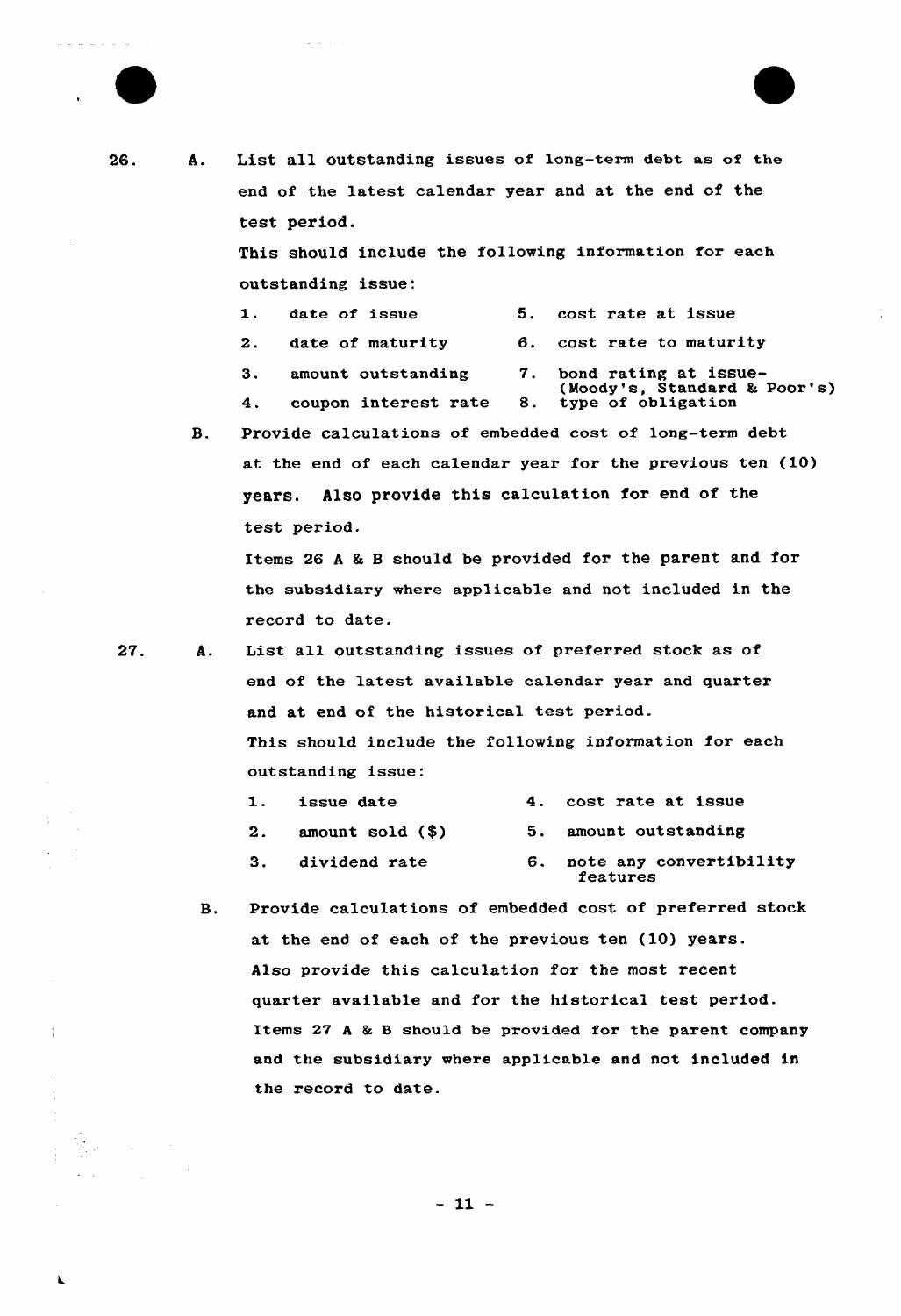26. A. List all outstanding issues of long-term debt as of the end of the latest calendar year and at the end of the test period.

This should include the following information for each outstanding issue:

1. date of issue
2. date of maturity
3. amount outstanding
4. coupon interest rate
5. cost rate at issue
6. cost rate to maturity
7. bond rating at issue- (Moody's, Standard & Poor's)
8. type of obligation

B. Provide calculations of embedded cost of long-term debt at the end of each calendar year for the previous ten (10) years. Also provide this calculation for end of the test period.

Items 26 A & B should be provided for the parent and for the subsidiary where applicable and not included in the record to date.

27. A. List all outstanding issues of preferred stock as of end of the latest available calendar year and quarter and at end of the historical test period.

This should include the following information for each outstanding issue:

1. issue date
2. amount sold ($)
3. dividend rate
4. cost rate at issue
5. amount outstanding
6. note any convertibility features

B. Provide calculations of embedded cost of preferred stock at the end of each of the previous ten (10) years. Also provide this calculation for the most recent quarter available and for the historical test period. Items 27 A & B should be provided for the parent company and the subsidiary where applicable and not included in the record to date.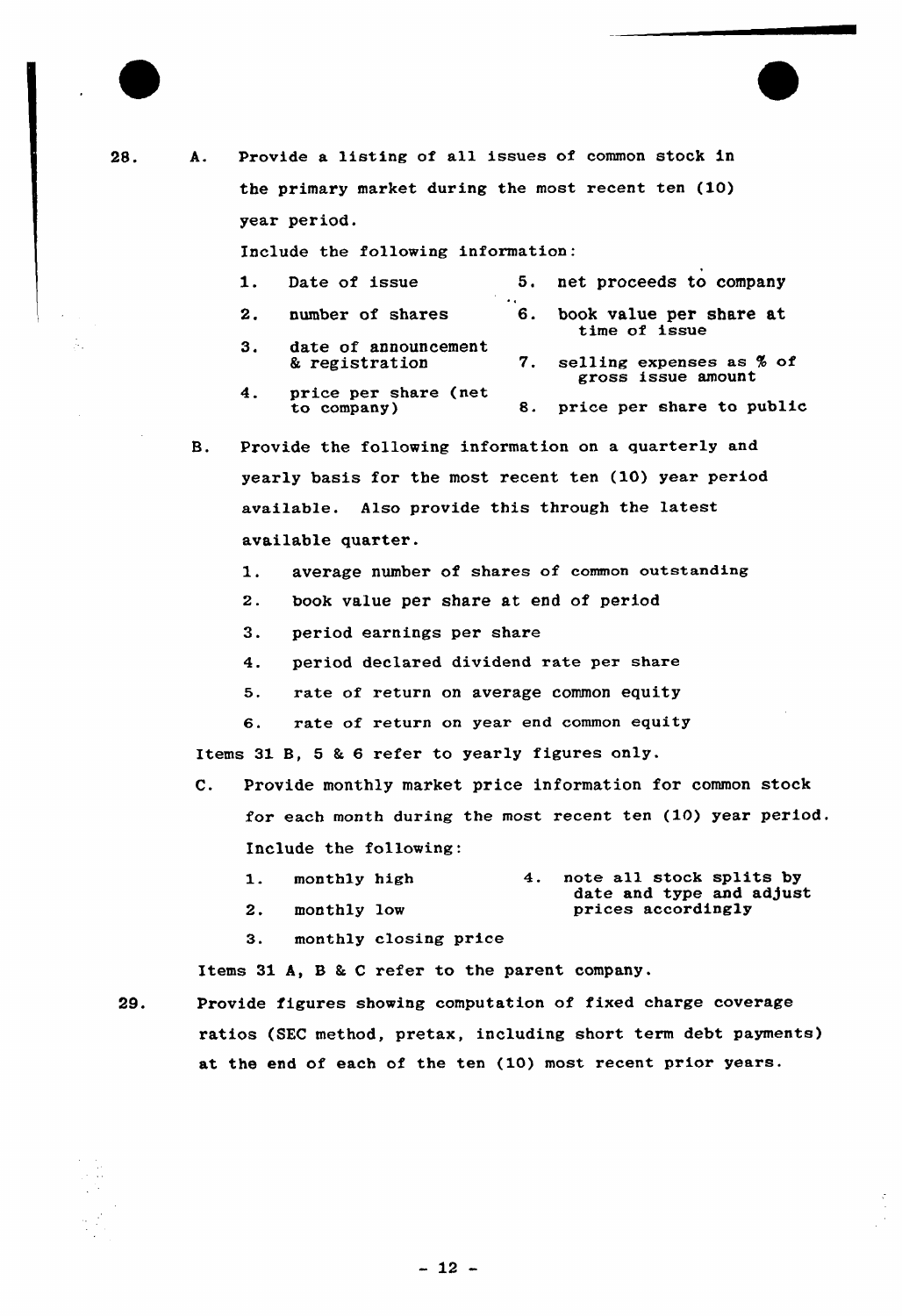28. A. Provide a listing of all issues of common stock in the primary market during the most recent ten (10) year period.

Include the following information:

1. Date of issue
2. number of shares
3. date of announcement & registration
4. price per share (net to company)
5. net proceeds to company
6. book value per share at time of issue
7. selling expenses as % of gross issue amount
8. price per share to public

B. Provide the following information on a quarterly and yearly basis for the most recent ten (10) year period available. Also provide this through the latest available quarter.

1. average number of shares of common outstanding
2. book value per share at end of period
3. period earnings per share
4. period declared dividend rate per share
5. rate of return on average common equity
6. rate of return on year end common equity

Items 31 B, 5 & 6 refer to yearly figures only.

C. Provide monthly market price information for common stock for each month during the most recent ten (10) year period. Include the following:

1. monthly high
2. monthly low
3. monthly closing price
4. note all stock splits by date and type and adjust prices accordingly

Items 31 A, B & C refer to the parent company.

29. Provide figures showing computation of fixed charge coverage ratios (SEC method, pretax, including short term debt payments) at the end of each of the ten (10) most recent prior years.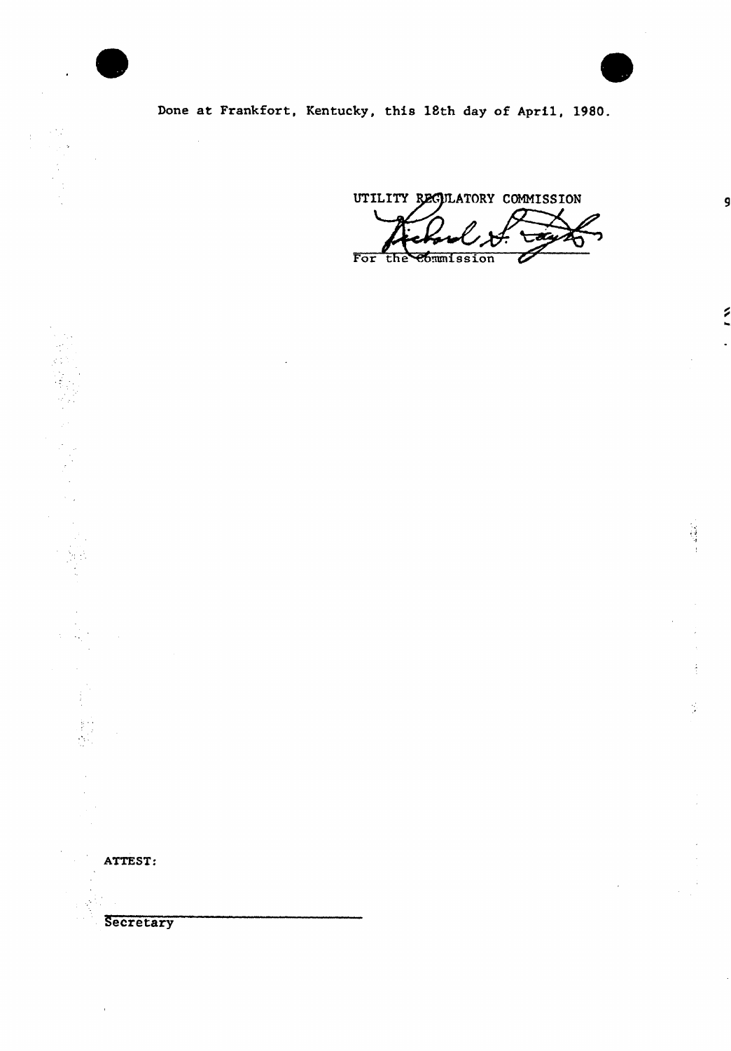Done at Frankfort, Kentucky, this 18th day of April, 1980.

UTILITY REGULATORY COMMISSION

For the Commission

ATTEST:

Secretary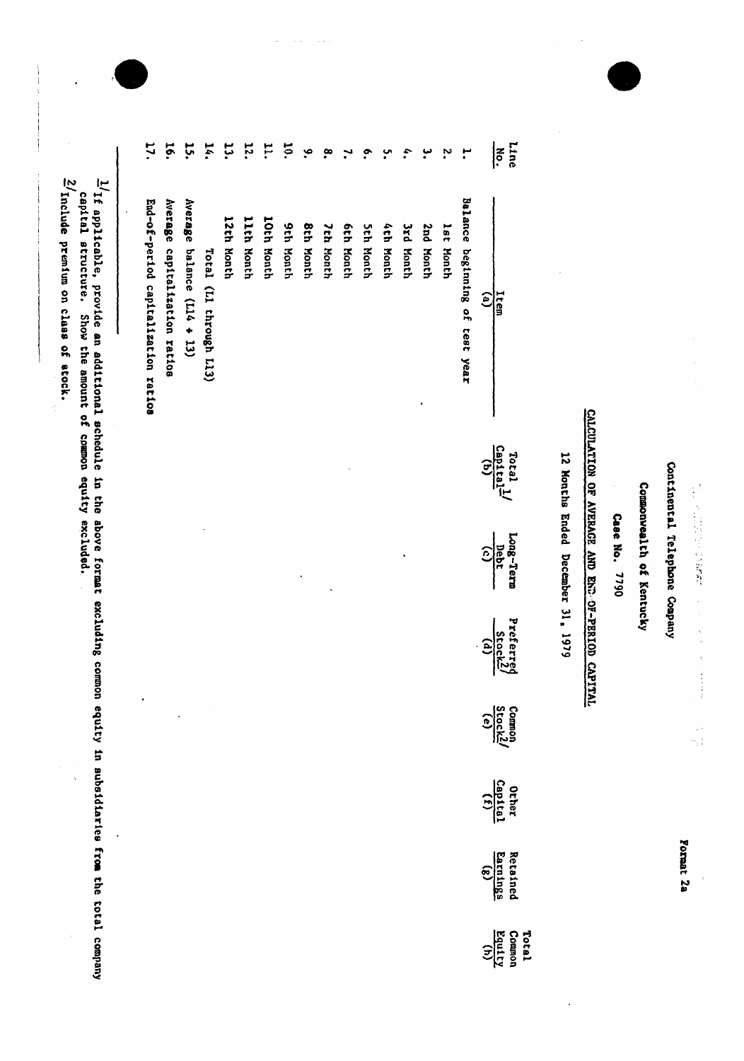Format 2a

Continental Telephone Company

Commonwealth of Kentucky

Case No. 7790

CALCULATION OF AVERAGE AND END-OF-PERIOD CAPITAL

12 Months Ended December 31, 1979

| Line No. | Item (a) | Total Capital[1/] (b) | Long-Term Debt (c) | Preferred Stock[2/] (d) | Common Stock[2/] (e) | Other Capital (f) | Retained Earnings (g) | Total Common Equity (h) |
|---|---|---|---|---|---|---|---|---|
| 1. | Balance beginning of test year | | | | | | | |
| 2. | 1st Month | | | | | | | |
| 3. | 2nd Month | | | | | | | |
| 4. | 3rd Month | | | | | | | |
| 5. | 4th Month | | | | | | | |
| 6. | 5th Month | | | | | | | |
| 7. | 6th Month | | | | | | | |
| 8. | 7th Month | | | | | | | |
| 9. | 8th Month | | | | | | | |
| 10. | 9th Month | | | | | | | |
| 11. | 10th Month | | | | | | | |
| 12. | 11th Month | | | | | | | |
| 13. | 12th Month | | | | | | | |
| 14. | Total (L1 through L13) | | | | | | | |
| 15. | Average balance (L14 ÷ 13) | | | | | | | |
| 16. | Average capitalization ratios | | | | | | | |
| 17. | End-of-period capitalization ratios | | | | | | | |

[1/] If applicable, provide an additional schedule in the above format excluding common equity in subsidiaries from the total company capital structure. Show the amount of common equity excluded.

[2/] Include premium on class of stock.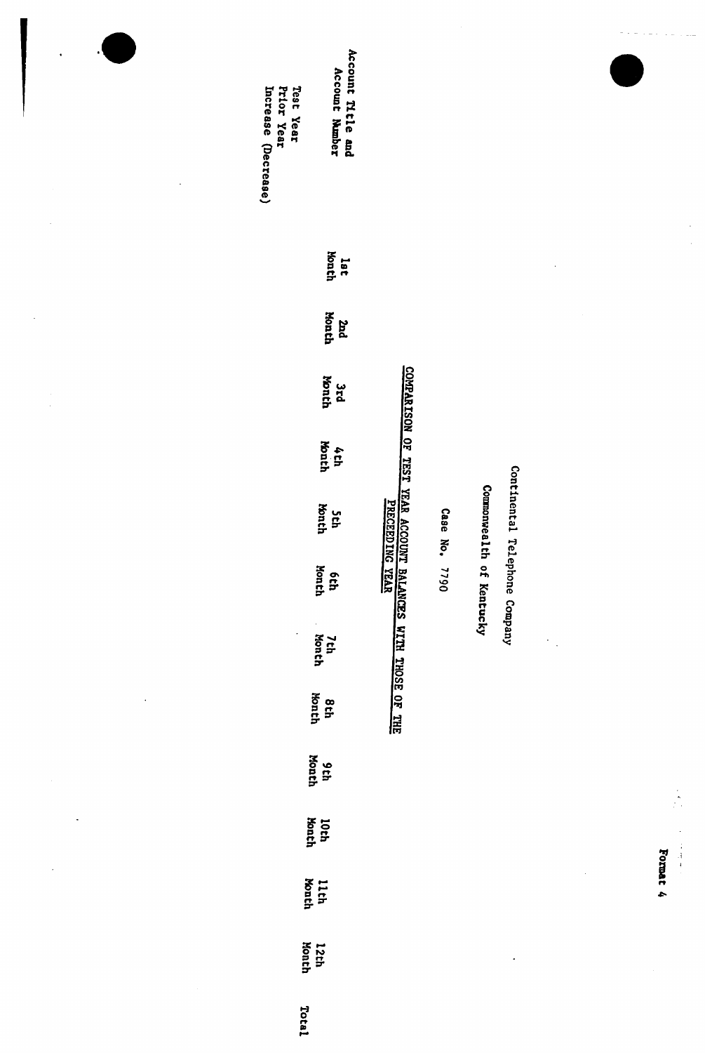Format 4

Continental Telephone Company

Commonwealth of Kentucky

Case No. 7790

COMPARISON OF TEST YEAR ACCOUNT BALANCES WITH THOSE OF THE PRECEDING YEAR

| Account Title and Account Number | 1st Month | 2nd Month | 3rd Month | 4th Month | 5th Month | 6th Month | 7th Month | 8th Month | 9th Month | 10th Month | 11th Month | 12th Month | Total |
|---|---|---|---|---|---|---|---|---|---|---|---|---|---|
| Test Year | | | | | | | | | | | | | |
| Prior Year | | | | | | | | | | | | | |
| Increase (Decrease) | | | | | | | | | | | | | |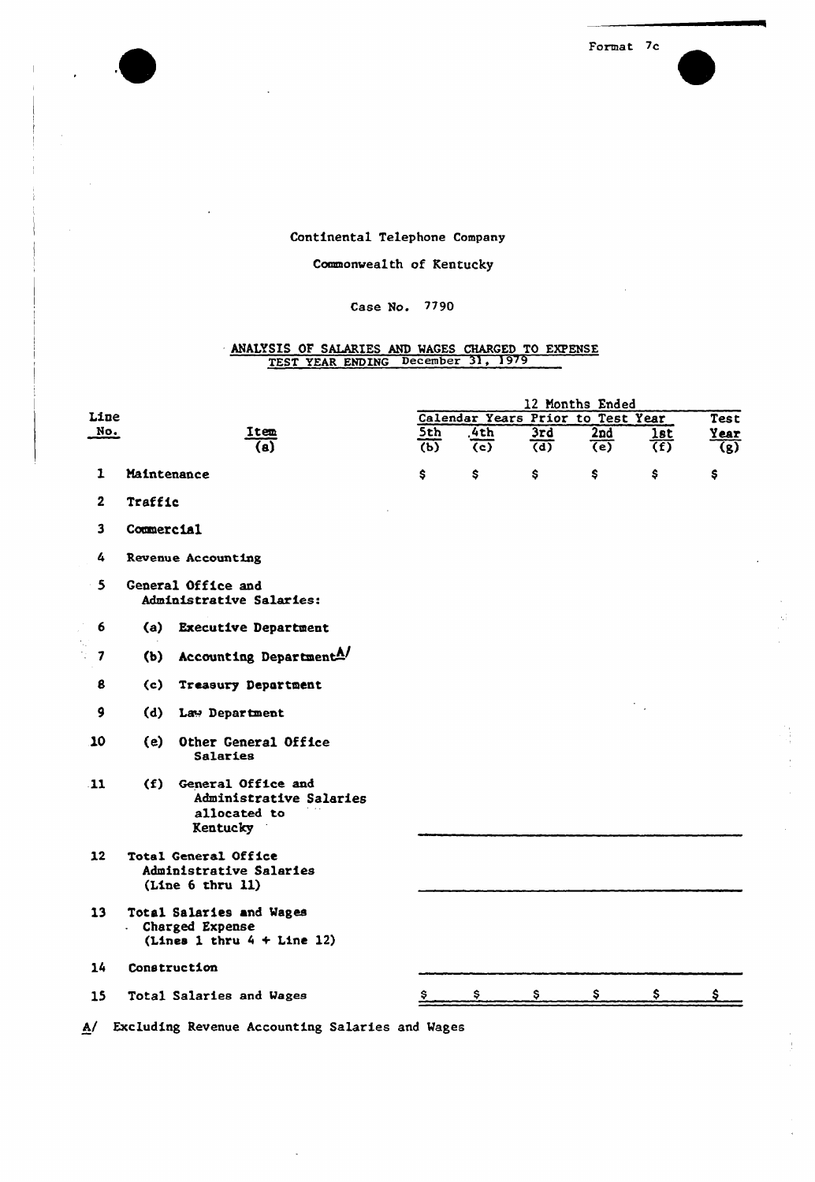Format 7c

Continental Telephone Company

Commonwealth of Kentucky

Case No. 7790

ANALYSIS OF SALARIES AND WAGES CHARGED TO EXPENSE
TEST YEAR ENDING December 31, 1979

| Line No. | Item (a) | 12 Months Ended Calendar Years Prior to Test Year 5th (b) | 4th (c) | 3rd (d) | 2nd (e) | 1st (f) | Test Year (g) |
|---|---|---|---|---|---|---|---|
| 1 | Maintenance | $ | $ | $ | $ | $ | $ |
| 2 | Traffic | | | | | | |
| 3 | Commercial | | | | | | |
| 4 | Revenue Accounting | | | | | | |
| 5 | General Office and Administrative Salaries: | | | | | | |
| 6 | (a) Executive Department | | | | | | |
| 7 | (b) Accounting Department A/ | | | | | | |
| 8 | (c) Treasury Department | | | | | | |
| 9 | (d) Law Department | | | | | | |
| 10 | (e) Other General Office Salaries | | | | | | |
| 11 | (f) General Office and Administrative Salaries allocated to Kentucky | | | | | | |
| 12 | Total General Office Administrative Salaries (Line 6 thru 11) | | | | | | |
| 13 | Total Salaries and Wages Charged Expense (Lines 1 thru 4 + Line 12) | | | | | | |
| 14 | Construction | | | | | | |
| 15 | Total Salaries and Wages | $ | $ | $ | $ | $ | $ |

A/ Excluding Revenue Accounting Salaries and Wages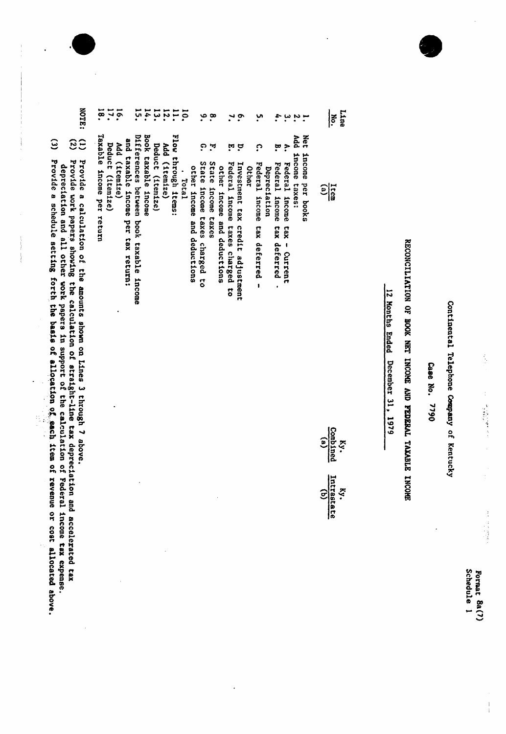Format 8a(7)
Schedule 1

# Continental Telephone Company of Kentucky

## Case No. 7790

### RECONCILIATION OF BOOK NET INCOME AND FEDERAL TAXABLE INCOME

### 12 Months Ended December 31, 1979

| Line No. | Item (a) | Ky. Combined (a) | Ky. Intrastate (b) |
|---|---|---|---|
| 1. | Net income per books | | |
| 2. | Add income taxes: | | |
| 3. | A. Federal income tax - Current | | |
| 4. | B. Federal income tax deferred - Depreciation | | |
| 5. | C. Federal income tax deferred - Other | | |
| 6. | D. Investment tax credit adjustment | | |
| 7. | E. Federal income taxes charged to other income and deductions | | |
| 8. | F. State income taxes | | |
| 9. | G. State income taxes charged to other income and deductions | | |
| 10. | Total | | |
| 11. | Flow through items: | | |
| 12. | Add (itemize) | | |
| 13. | Deduct (itemize) | | |
| 14. | Book taxable income | | |
| 15. | Differences between book taxable income and taxable income per tax return: | | |
| 16. | Add (itemize) | | |
| 17. | Deduct (itemize) | | |
| 18. | Taxable income per return | | |

NOTE: (1) Provide a calculation of the amounts shown on Lines 3 through 7 above.

(2) Provide work papers showing the calculation of straight-line tax depreciation and accelerated tax depreciation and all other work papers in support of the calculation of Federal income tax expense.

(3) Provide a schedule setting forth the basis of allocation of each item of revenue or cost allocated above.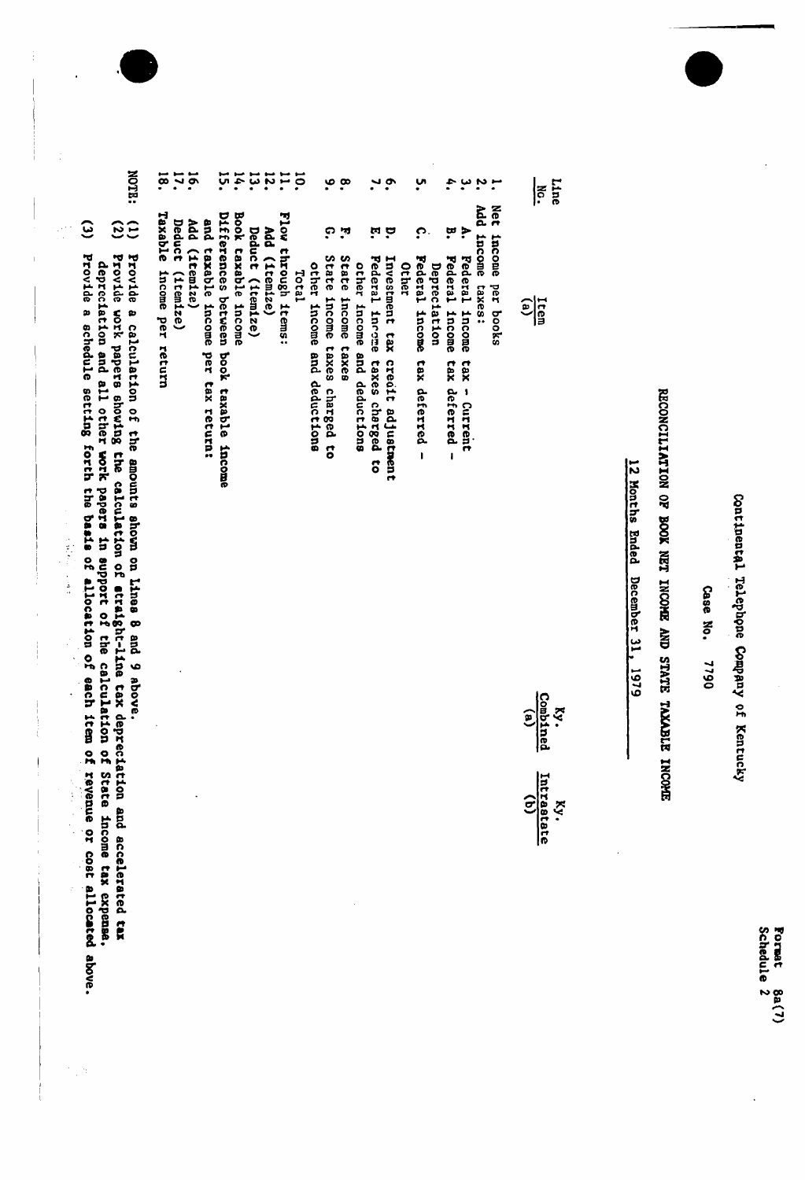Format 8a(7)
Schedule 2

Continental Telephone Company of Kentucky

Case No. 7790

RECONCILIATION OF BOOK NET INCOME AND STATE TAXABLE INCOME

12 Months Ended December 31, 1979

| Line No. | Item (a) | Ky. Combined (a) | Ky. Intrastate (b) |
|---|---|---|---|
| 1. | Net income per books | | |
| 2. | Add income taxes: | | |
| 3. | A. Federal income tax - Current | | |
| 4. | B. Federal income tax deferred - Depreciation | | |
| 5. | C. Federal income tax deferred - Other | | |
| 6. | D. Investment tax credit adjustment | | |
| 7. | E. Federal income taxes charged to other income and deductions | | |
| 8. | F. State income taxes | | |
| 9. | G. State income taxes charged to other income and deductions | | |
| 10. | Total | | |
| 11. | Flow through items: | | |
| 12. | Add (itemize) | | |
| 13. | Deduct (itemize) | | |
| 14. | Book taxable income | | |
| 15. | Differences between book taxable income and taxable income per tax return: | | |
| 16. | Add (itemize) | | |
| 17. | Deduct (itemize) | | |
| 18. | Taxable income per return | | |

NOTE: (1) Provide a calculation of the amounts shown on Lines 8 and 9 above.

(2) Provide work papers showing the calculation of straight-line tax depreciation and accelerated tax depreciation and all other work papers in support of the calculation of State income tax expense.

(3) Provide a schedule setting forth the basis of allocation of each item of revenue or cost allocated above.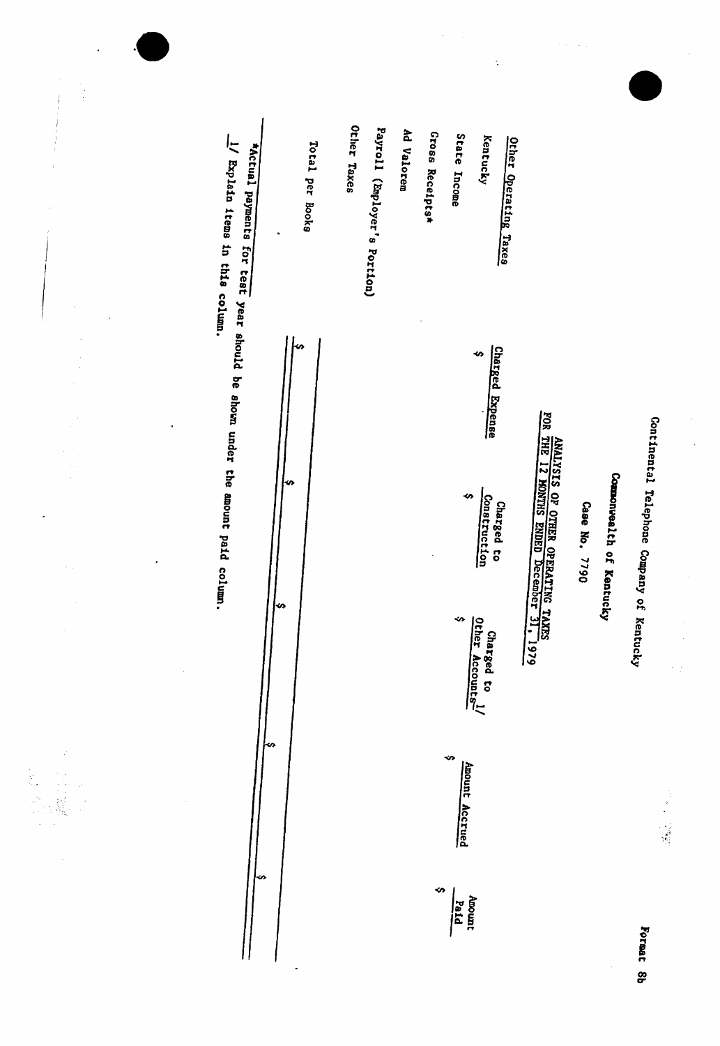Format 8b

Continental Telephone Company of Kentucky

Commonwealth of Kentucky

Case No. 7790

**ANALYSIS OF OTHER OPERATING TAXES**
**FOR THE 12 MONTHS ENDED December 31, 1979**

| Other Operating Taxes | Charged Expense | Charged to Construction | Charged to Other Accounts 1/ | Amount Accrued | Amount Paid |
|---|---|---|---|---|---|
| Kentucky | $ | $ | $ | $ | $ |
| State Income | | | | | |
| Gross Receipts* | | | | | |
| Ad Valorem | | | | | |
| Payroll (Employer's Portion) | | | | | |
| Other Taxes | | | | | |
| Total per Books | $ | $ | $ | $ | $ |

*Actual payments for test year should be shown under the amount paid column.

1/ Explain items in this column.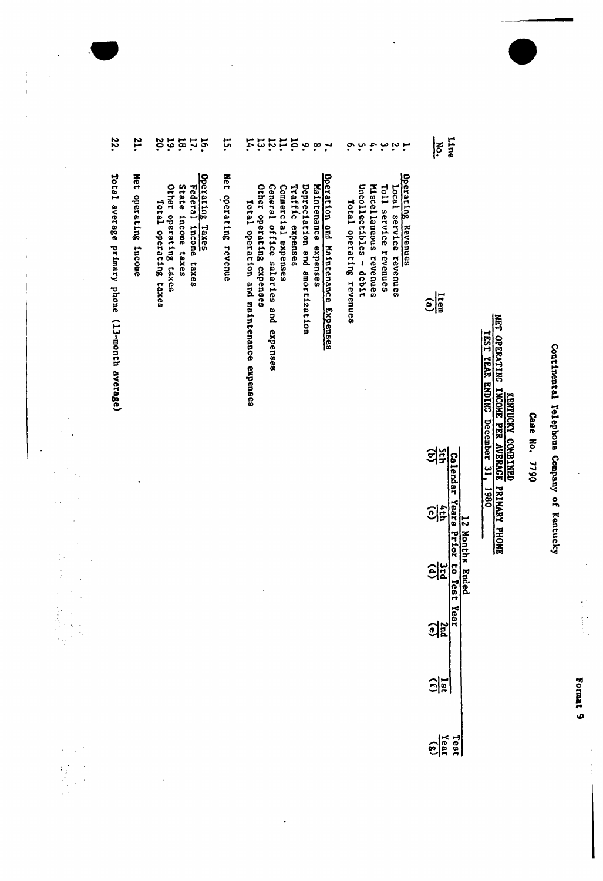Format 9

Continental Telephone Company of Kentucky

Case No. 7790

KENTUCKY COMBINED

NET OPERATING INCOME PER AVERAGE PRIMARY PHONE

TEST YEAR ENDING December 31, 1980

| Line No. | Item (a) | 12 Months Ended | | | | | Test Year (g) |
|---|---|---|---|---|---|---|---|
| | | Calendar Years Prior to Test Year | | | | | |
| | | 5th (b) | 4th (c) | 3rd (d) | 2nd (e) | 1st (f) | |
| | **Operating Revenues** | | | | | | |
| 1. | Local service revenues | | | | | | |
| 2. | Toll service revenues | | | | | | |
| 3. | Miscellaneous revenues | | | | | | |
| 4. | Uncollectibles - debit | | | | | | |
| 5. | Total operating revenues | | | | | | |
| | **Operation and Maintenance Expenses** | | | | | | |
| 6. | Maintenance expenses | | | | | | |
| 7. | Depreciation and amortization | | | | | | |
| 8. | Traffic expenses | | | | | | |
| 9. | Commercial expenses | | | | | | |
| 10. | General office salaries and expenses | | | | | | |
| 11. | Other operating expenses | | | | | | |
| 12. | Total operation and maintenance expenses | | | | | | |
| 13. | | | | | | | |
| 14. | | | | | | | |
| 15. | Net operating revenue | | | | | | |
| | **Operating Taxes** | | | | | | |
| 16. | Federal income taxes | | | | | | |
| 17. | State income taxes | | | | | | |
| 18. | Other operating taxes | | | | | | |
| 19. | Total operating taxes | | | | | | |
| 20. | | | | | | | |
| 21. | Net operating income | | | | | | |
| 22. | Total average primary phone (13-month average) | | | | | | |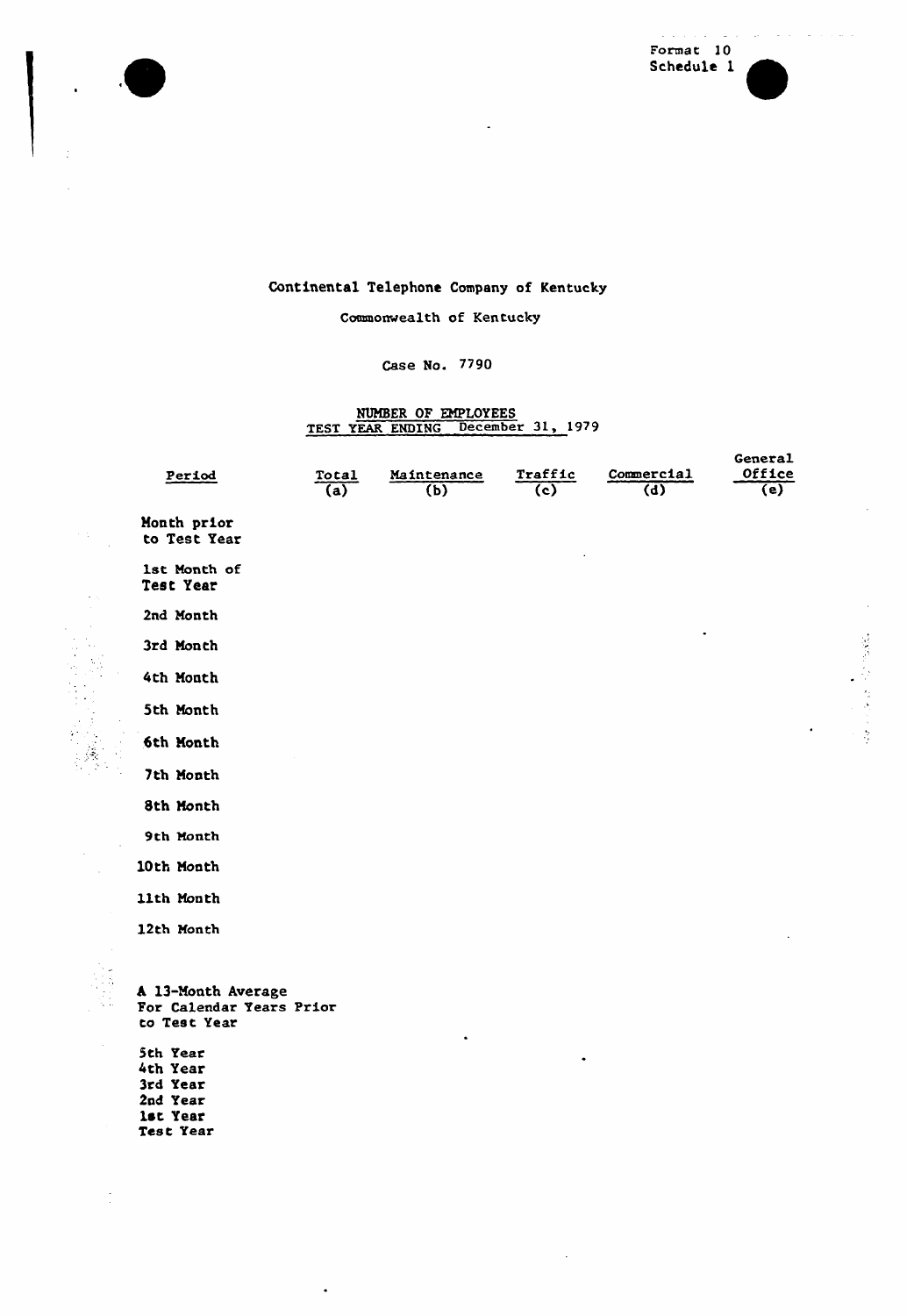Format 10
Schedule 1

Continental Telephone Company of Kentucky

Commonwealth of Kentucky

Case No. 7790

NUMBER OF EMPLOYEES
TEST YEAR ENDING December 31, 1979

| Period | Total (a) | Maintenance (b) | Traffic (c) | Commercial (d) | General Office (e) |
|---|---|---|---|---|---|
| Month prior to Test Year | | | | | |
| 1st Month of Test Year | | | | | |
| 2nd Month | | | | | |
| 3rd Month | | | | | |
| 4th Month | | | | | |
| 5th Month | | | | | |
| 6th Month | | | | | |
| 7th Month | | | | | |
| 8th Month | | | | | |
| 9th Month | | | | | |
| 10th Month | | | | | |
| 11th Month | | | | | |
| 12th Month | | | | | |
| A 13-Month Average For Calendar Years Prior to Test Year | | | | | |
| 5th Year | | | | | |
| 4th Year | | | | | |
| 3rd Year | | | | | |
| 2nd Year | | | | | |
| 1st Year | | | | | |
| Test Year | | | | | |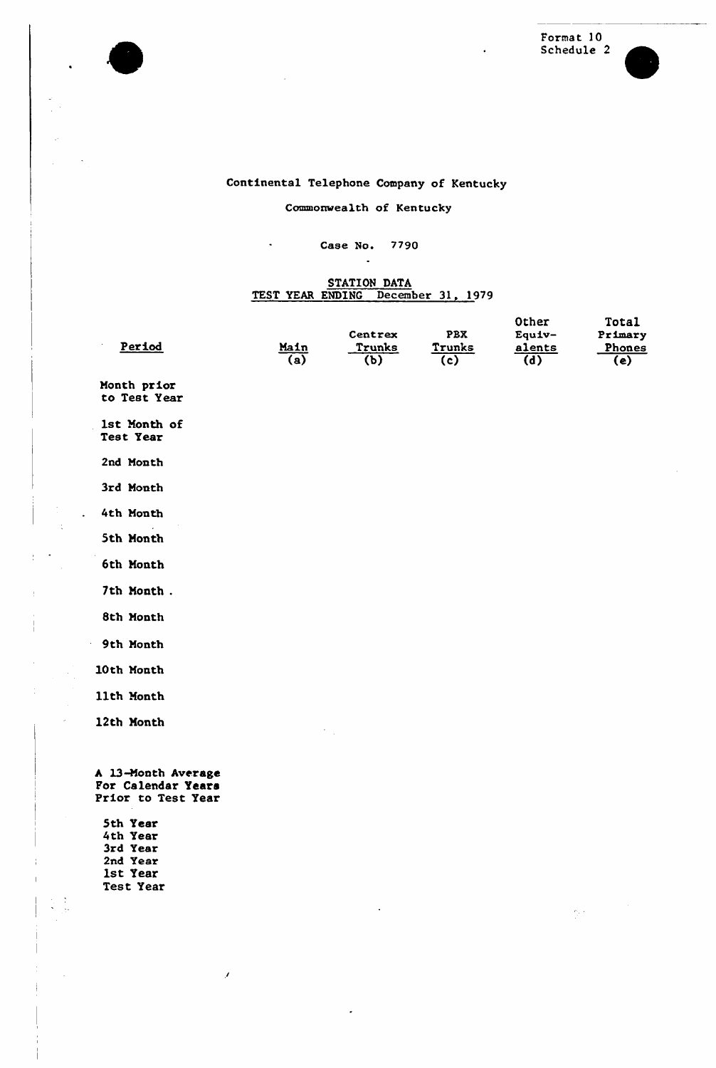Format 10
Schedule 2

Continental Telephone Company of Kentucky

Commonwealth of Kentucky

Case No. 7790

STATION DATA
TEST YEAR ENDING December 31, 1979

| Period | Main (a) | Centrex Trunks (b) | PBX Trunks (c) | Other Equivalents (d) | Total Primary Phones (e) |
|---|---|---|---|---|---|
| Month prior to Test Year | | | | | |
| 1st Month of Test Year | | | | | |
| 2nd Month | | | | | |
| 3rd Month | | | | | |
| 4th Month | | | | | |
| 5th Month | | | | | |
| 6th Month | | | | | |
| 7th Month . | | | | | |
| 8th Month | | | | | |
| 9th Month | | | | | |
| 10th Month | | | | | |
| 11th Month | | | | | |
| 12th Month | | | | | |
| A 13-Month Average For Calendar Years Prior to Test Year | | | | | |
| 5th Year | | | | | |
| 4th Year | | | | | |
| 3rd Year | | | | | |
| 2nd Year | | | | | |
| 1st Year | | | | | |
| Test Year | | | | | |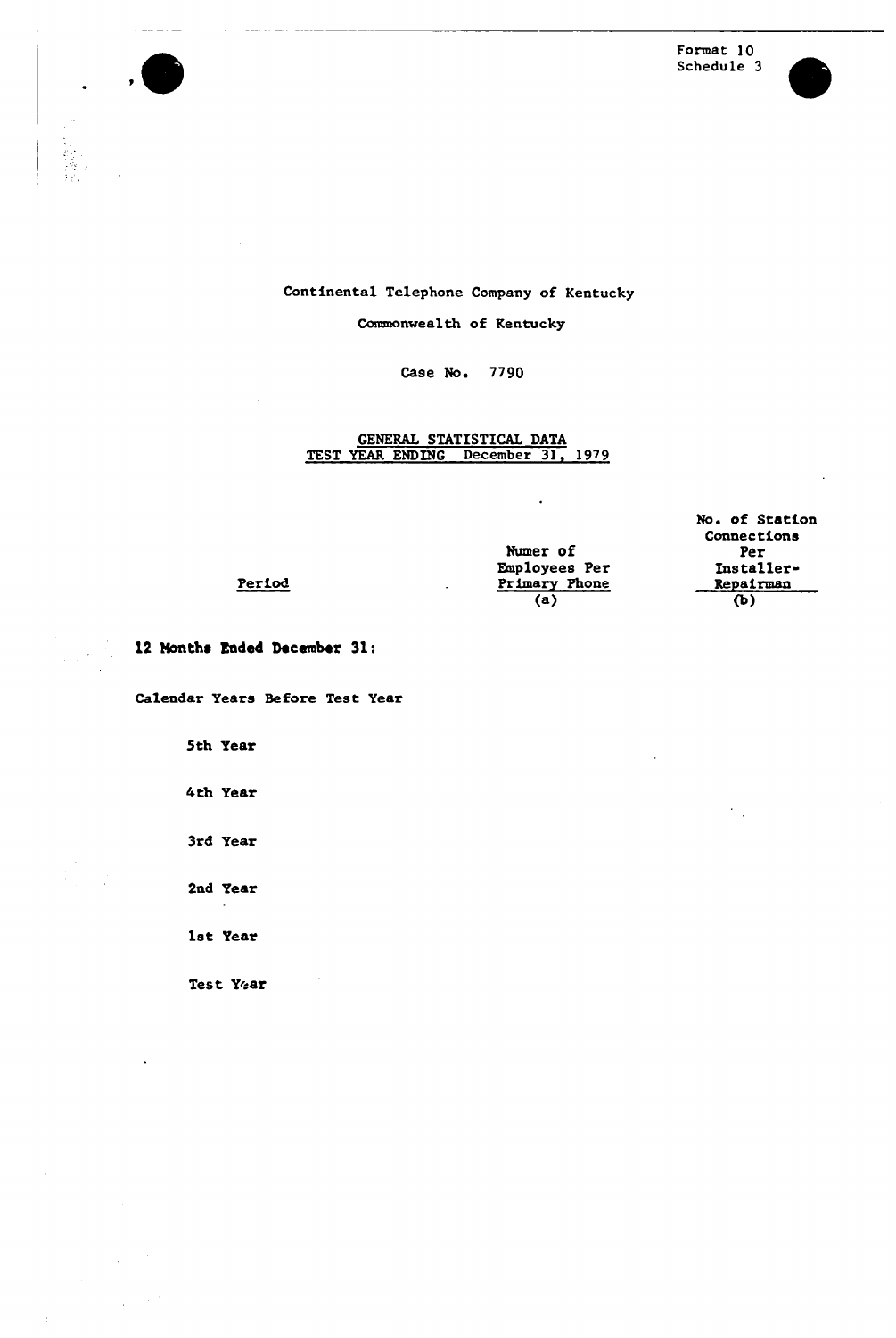Format 10
Schedule 3

Continental Telephone Company of Kentucky

Commonwealth of Kentucky

Case No. 7790

GENERAL STATISTICAL DATA
TEST YEAR ENDING December 31, 1979

| Period | Numer of Employees Per Primary Phone (a) | No. of Station Connections Per Installer-Repairman (b) |
|---|---|---|
| **12 Months Ended December 31:** | | |
| Calendar Years Before Test Year | | |
| 5th Year | | |
| 4th Year | | |
| 3rd Year | | |
| 2nd Year | | |
| 1st Year | | |
| Test Year | | |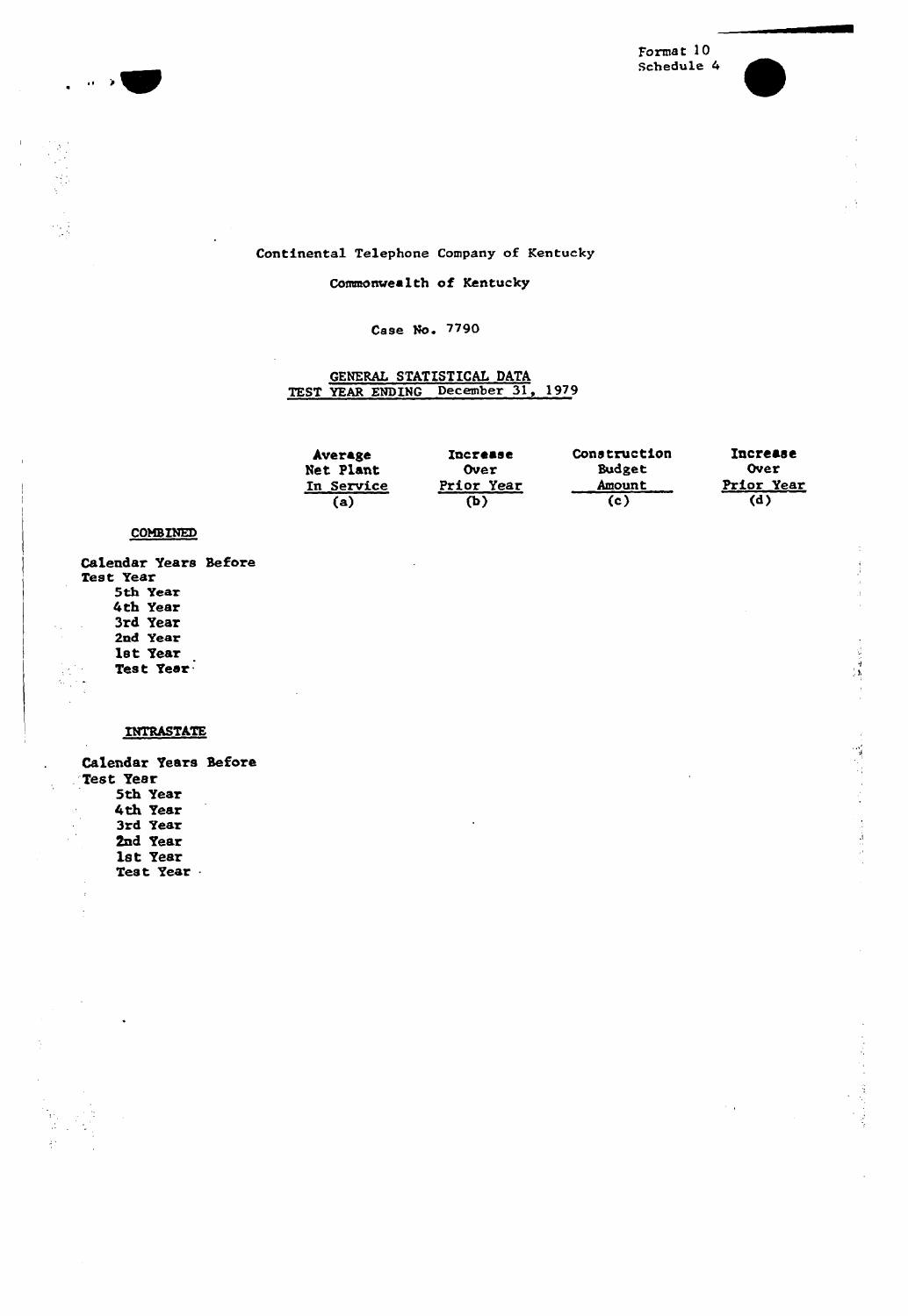Format 10
Schedule 4

Continental Telephone Company of Kentucky

Commonwealth of Kentucky

Case No. 7790

GENERAL STATISTICAL DATA
TEST YEAR ENDING December 31, 1979

| | Average Net Plant In Service (a) | Increase Over Prior Year (b) | Construction Budget Amount (c) | Increase Over Prior Year (d) |
|---|---|---|---|---|
| **COMBINED** | | | | |
| Calendar Years Before Test Year | | | | |
| 5th Year | | | | |
| 4th Year | | | | |
| 3rd Year | | | | |
| 2nd Year | | | | |
| 1st Year | | | | |
| Test Year | | | | |
| **INTRASTATE** | | | | |
| Calendar Years Before Test Year | | | | |
| 5th Year | | | | |
| 4th Year | | | | |
| 3rd Year | | | | |
| 2nd Year | | | | |
| 1st Year | | | | |
| Test Year | | | | |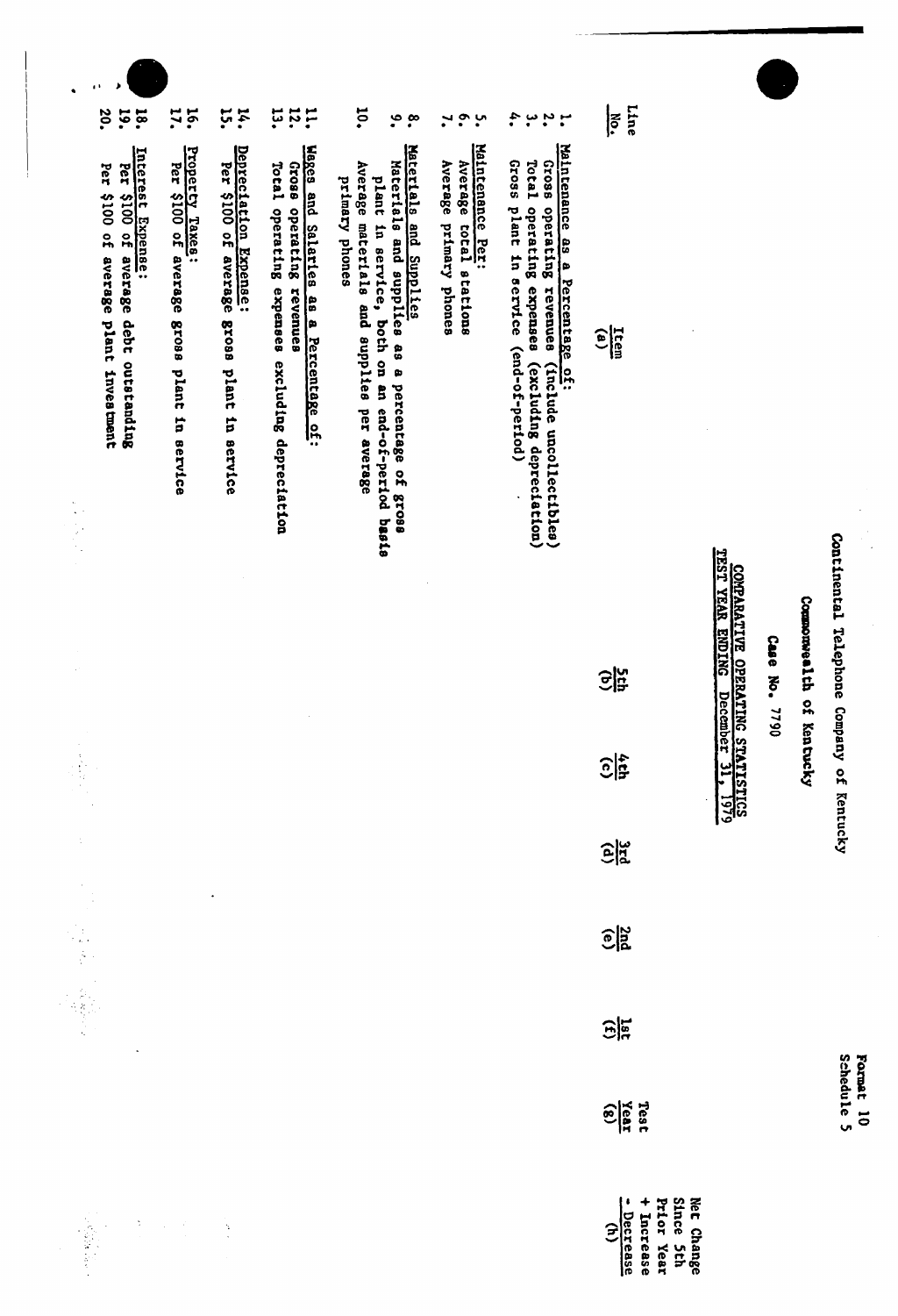Format 10
Schedule 5

Continental Telephone Company of Kentucky

Commonwealth of Kentucky

Case No. 7790

COMPARATIVE OPERATING STATISTICS
TEST YEAR ENDING December 31, 1979

| Line No. | Item (a) | 5th (b) | 4th (c) | 3rd (d) | 2nd (e) | 1st (f) | Test Year (g) | Net Change Since 5th Prior Year + Increase - Decrease (h) |
|---|---|---|---|---|---|---|---|---|
| | Maintenance as a Percentage of: | | | | | | | |
| 1. | Gross operating revenues (include uncollectibles) | | | | | | | |
| 2. | | | | | | | | |
| 3. | Total operating expenses (excluding depreciation) | | | | | | | |
| 4. | Gross plant in service (end-of-period) | | | | | | | |
| | Maintenance Per: | | | | | | | |
| 5. | Average total stations | | | | | | | |
| 6. | | | | | | | | |
| 7. | Average primary phones | | | | | | | |
| 8. | Materials and Supplies | | | | | | | |
| 9. | Materials and supplies as a percentage of gross plant in service, both on an end-of-period basis | | | | | | | |
| 10. | Average materials and supplies per average primary phones | | | | | | | |
| 11. | Wages and Salaries as a Percentage of: | | | | | | | |
| 12. | Gross operating revenues | | | | | | | |
| 13. | Total operating expenses excluding depreciation | | | | | | | |
| 14. | Depreciation Expense: | | | | | | | |
| 15. | Per $100 of average gross plant in service | | | | | | | |
| 16. | Property Taxes: | | | | | | | |
| 17. | Per $100 of average gross plant in service | | | | | | | |
| 18. | Interest Expense: | | | | | | | |
| 19. | Per $100 of average debt outstanding | | | | | | | |
| 20. | Per $100 of average plant investment | | | | | | | |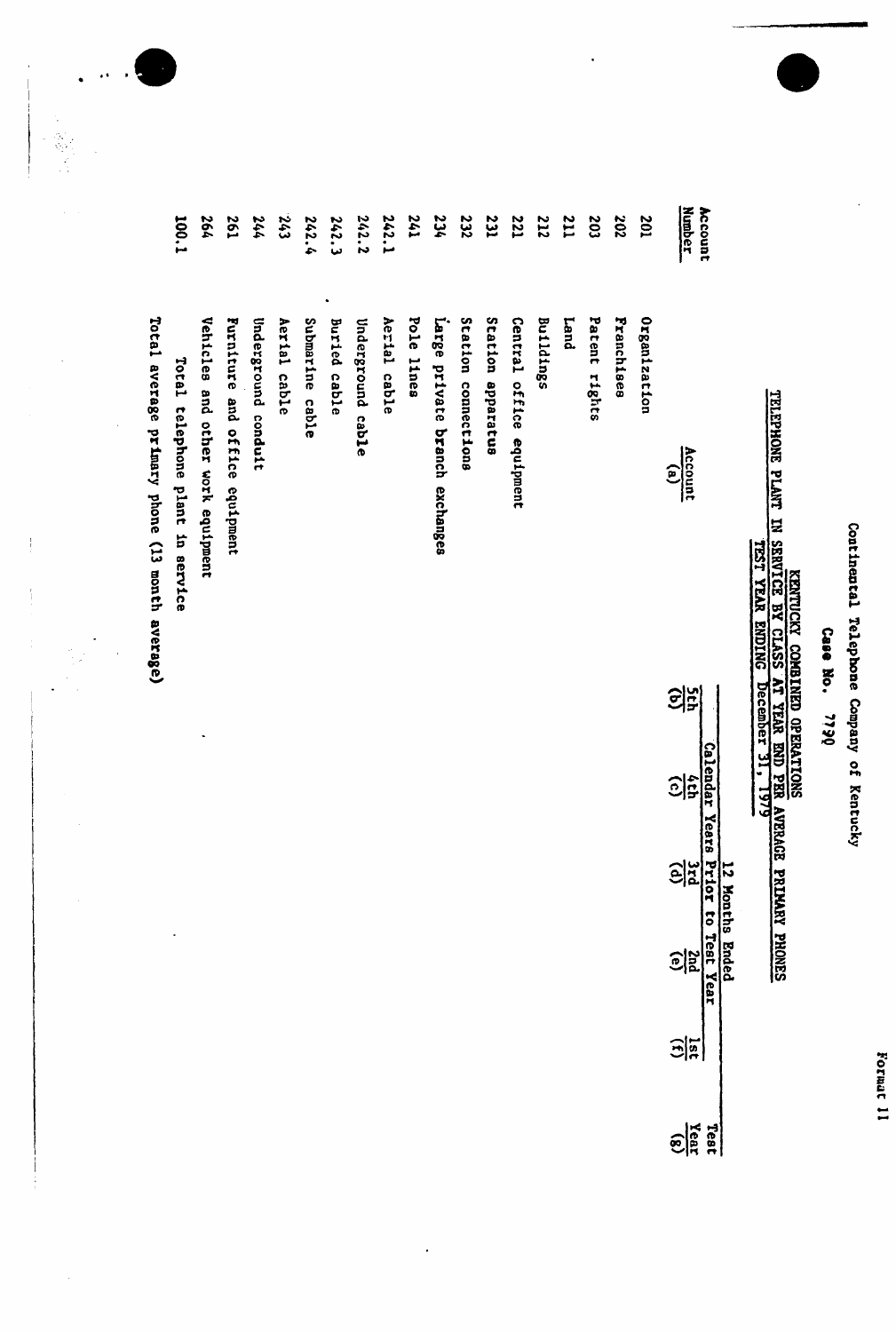Format 11

Continental Telephone Company of Kentucky

Case No. 7790

KENTUCKY COMBINED OPERATIONS

TELEPHONE PLANT IN SERVICE BY CLASS AT YEAR END PER AVERAGE PRIMARY PHONES

TEST YEAR ENDING December 31, 1979

| Account Number | Account (a) | 12 Months Ended Calendar Years Prior to Test Year 5th (b) | 4th (c) | 3rd (d) | 2nd (e) | 1st (f) | Test Year (g) |
|---|---|---|---|---|---|---|---|
| 201 | Organization | | | | | | |
| 202 | Franchises | | | | | | |
| 203 | Patent rights | | | | | | |
| 211 | Land | | | | | | |
| 212 | Buildings | | | | | | |
| 221 | Central office equipment | | | | | | |
| 231 | Station apparatus | | | | | | |
| 232 | Station connections | | | | | | |
| 234 | Large private branch exchanges | | | | | | |
| 241 | Pole lines | | | | | | |
| 242.1 | Aerial cable | | | | | | |
| 242.2 | Underground cable | | | | | | |
| 242.3 | Buried cable | | | | | | |
| 242.4 | Submarine cable | | | | | | |
| 243 | Aerial cable | | | | | | |
| 244 | Underground conduit | | | | | | |
| 261 | Furniture and office equipment | | | | | | |
| 264 | Vehicles and other work equipment | | | | | | |
| 100.1 | Total telephone plant in service | | | | | | |
| | Total average primary phone (13 month average) | | | | | | |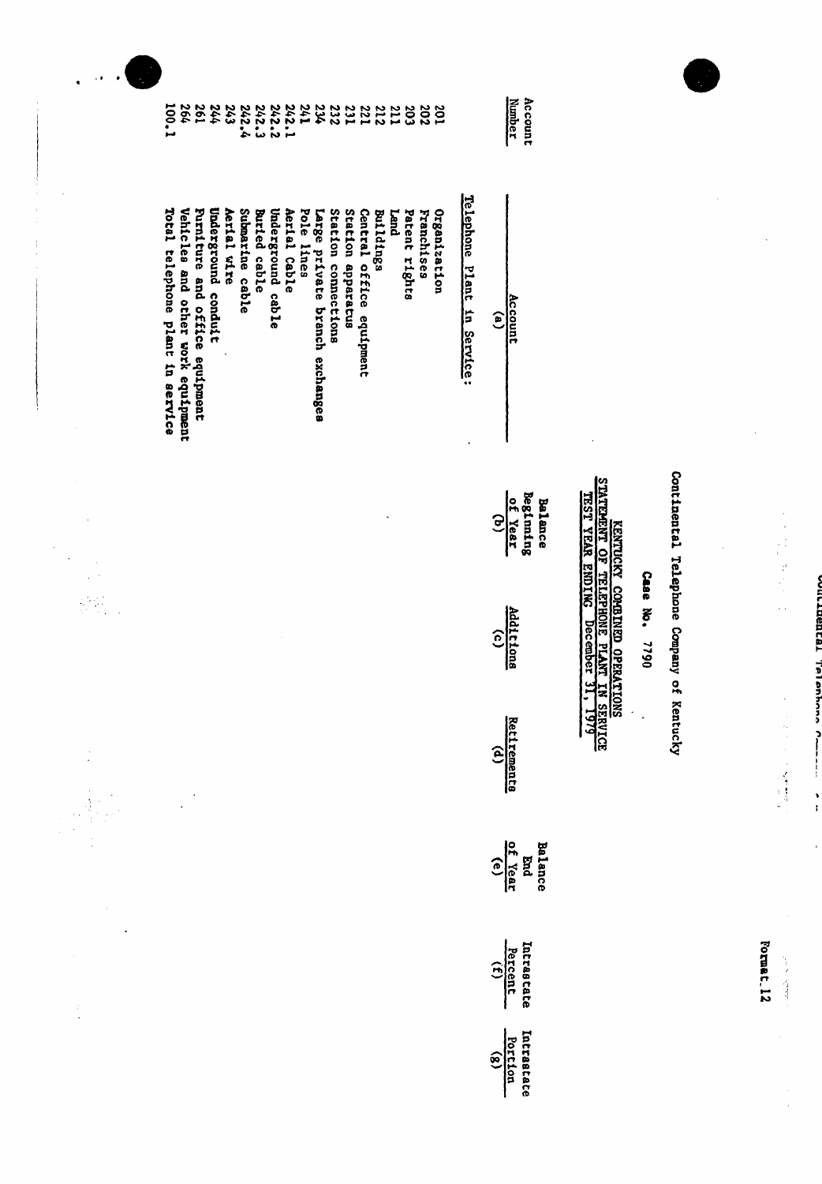Format 12

# Continental Telephone Company of Kentucky

## Case No. 7790

### KENTUCKY COMBINED OPERATIONS
### STATEMENT OF TELEPHONE PLANT IN SERVICE
### TEST YEAR ENDING December 31, 1979

| Account Number | Account (a) | Balance Beginning of Year (b) | Additions (c) | Retirements (d) | Balance End of Year (e) | Intrastate Percent (f) | Intrastate Portion (g) |
|---|---|---|---|---|---|---|---|
| | Telephone Plant in Service: | | | | | | |
| 201 | Organization | | | | | | |
| 202 | Franchises | | | | | | |
| 203 | Patent rights | | | | | | |
| 211 | Land | | | | | | |
| 212 | Buildings | | | | | | |
| 221 | Central office equipment | | | | | | |
| 231 | Station apparatus | | | | | | |
| 232 | Station connections | | | | | | |
| 234 | Large private branch exchanges | | | | | | |
| 241 | Pole lines | | | | | | |
| 242.1 | Aerial Cable | | | | | | |
| 242.2 | Underground cable | | | | | | |
| 242.3 | Buried cable | | | | | | |
| 242.4 | Submarine cable | | | | | | |
| 243 | Aerial wire | | | | | | |
| 244 | Underground conduit | | | | | | |
| 261 | Furniture and office equipment | | | | | | |
| 264 | Vehicles and other work equipment | | | | | | |
| 100.1 | Total telephone plant in service | | | | | | |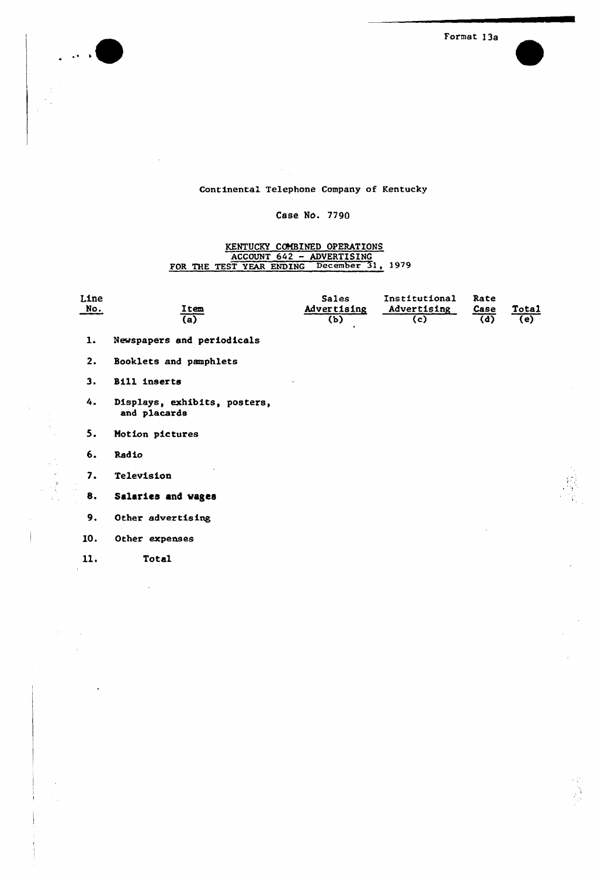Format 13a

Continental Telephone Company of Kentucky

Case No. 7790

KENTUCKY COMBINED OPERATIONS
ACCOUNT 642 - ADVERTISING
FOR THE TEST YEAR ENDING December 31, 1979

| Line No. | Item (a) | Sales Advertising (b) | Institutional Advertising (c) | Rate Case (d) | Total (e) |
|---|---|---|---|---|---|
| 1. | Newspapers and periodicals | | | | |
| 2. | Booklets and pamphlets | | | | |
| 3. | Bill inserts | | | | |
| 4. | Displays, exhibits, posters, and placards | | | | |
| 5. | Motion pictures | | | | |
| 6. | Radio | | | | |
| 7. | Television | | | | |
| 8. | Salaries and wages | | | | |
| 9. | Other advertising | | | | |
| 10. | Other expenses | | | | |
| 11. | Total | | | | |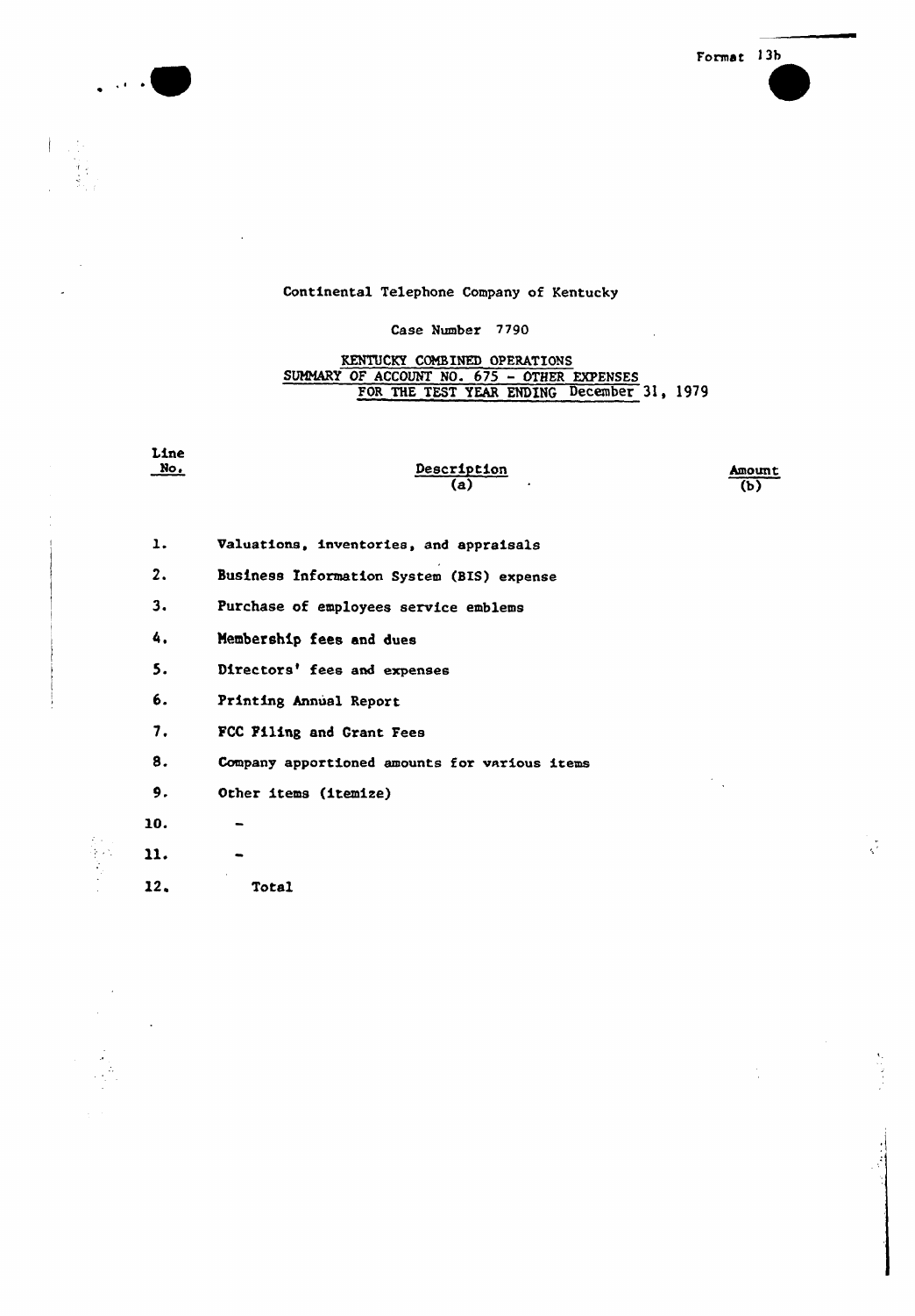Format 13b

Continental Telephone Company of Kentucky

Case Number 7790

KENTUCKY COMBINED OPERATIONS
SUMMARY OF ACCOUNT NO. 675 - OTHER EXPENSES
FOR THE TEST YEAR ENDING December 31, 1979

| Line No. | Description (a) | Amount (b) |
|---|---|---|
| 1. | Valuations, inventories, and appraisals | |
| 2. | Business Information System (BIS) expense | |
| 3. | Purchase of employees service emblems | |
| 4. | Membership fees and dues | |
| 5. | Directors' fees and expenses | |
| 6. | Printing Annual Report | |
| 7. | FCC Filing and Grant Fees | |
| 8. | Company apportioned amounts for various items | |
| 9. | Other items (itemize) | |
| 10. | - | |
| 11. | - | |
| 12. | Total | |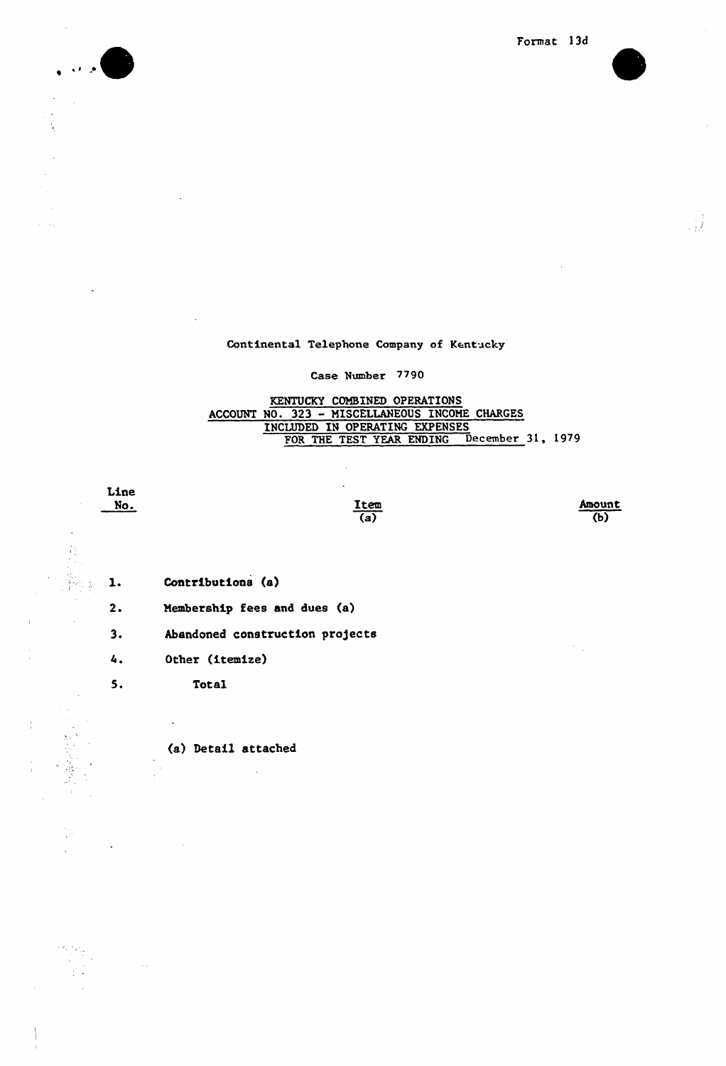Format 13d

Continental Telephone Company of Kentucky

Case Number 7790

KENTUCKY COMBINED OPERATIONS
ACCOUNT NO. 323 - MISCELLANEOUS INCOME CHARGES
INCLUDED IN OPERATING EXPENSES
FOR THE TEST YEAR ENDING December 31, 1979

| Line No. | Item (a) | Amount (b) |
|---|---|---|
| 1. | Contributions (a) | |
| 2. | Membership fees and dues (a) | |
| 3. | Abandoned construction projects | |
| 4. | Other (itemize) | |
| 5. | Total | |

(a) Detail attached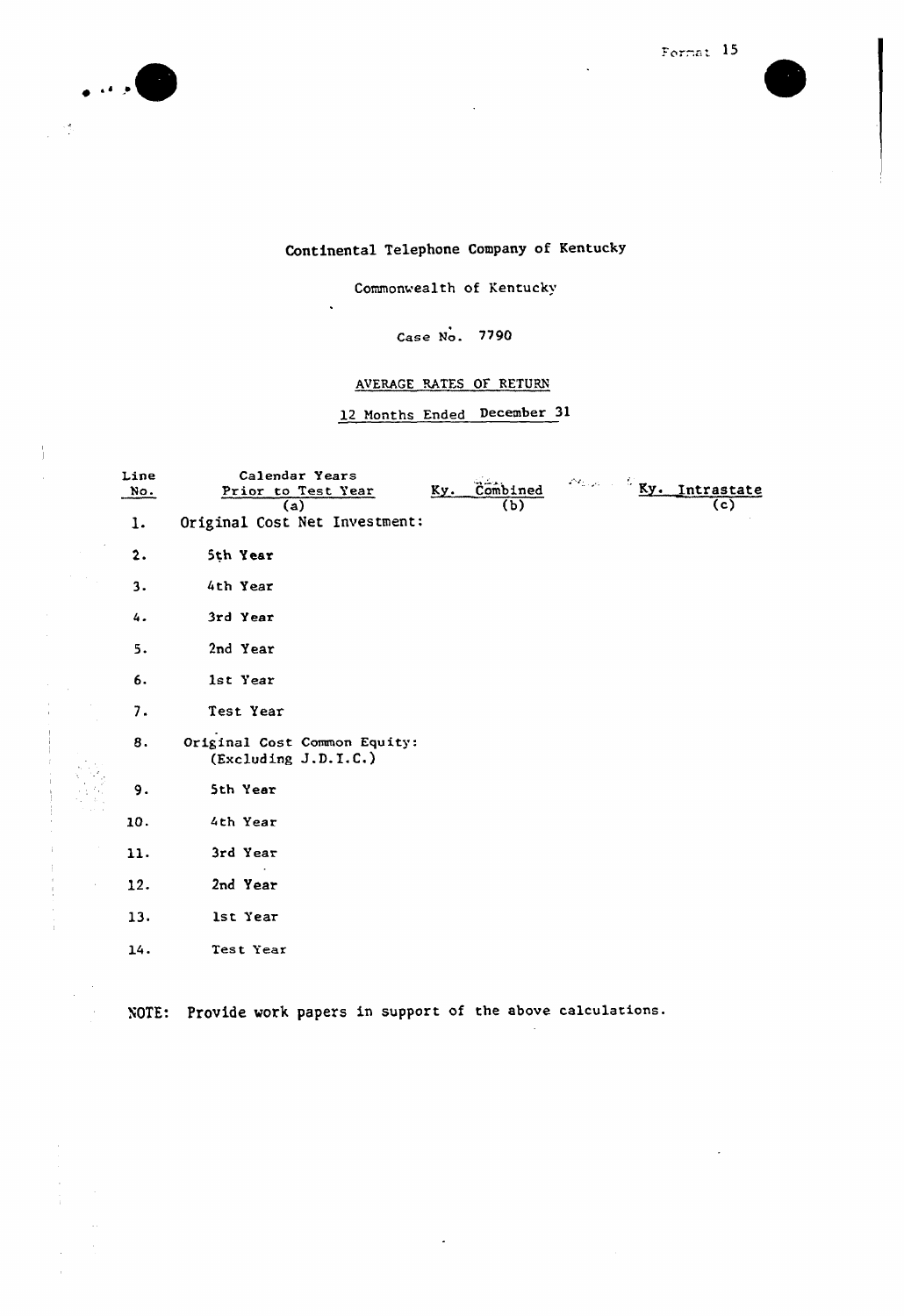Format 15

Continental Telephone Company of Kentucky

Commonwealth of Kentucky

Case No. 7790

AVERAGE RATES OF RETURN

12 Months Ended December 31

| Line No. | Calendar Years Prior to Test Year (a) | Ky. Combined (b) | Ky. Intrastate (c) |
|---|---|---|---|
| 1. | Original Cost Net Investment: | | |
| 2. | 5th Year | | |
| 3. | 4th Year | | |
| 4. | 3rd Year | | |
| 5. | 2nd Year | | |
| 6. | 1st Year | | |
| 7. | Test Year | | |
| 8. | Original Cost Common Equity: (Excluding J.D.I.C.) | | |
| 9. | 5th Year | | |
| 10. | 4th Year | | |
| 11. | 3rd Year | | |
| 12. | 2nd Year | | |
| 13. | 1st Year | | |
| 14. | Test Year | | |

NOTE: Provide work papers in support of the above calculations.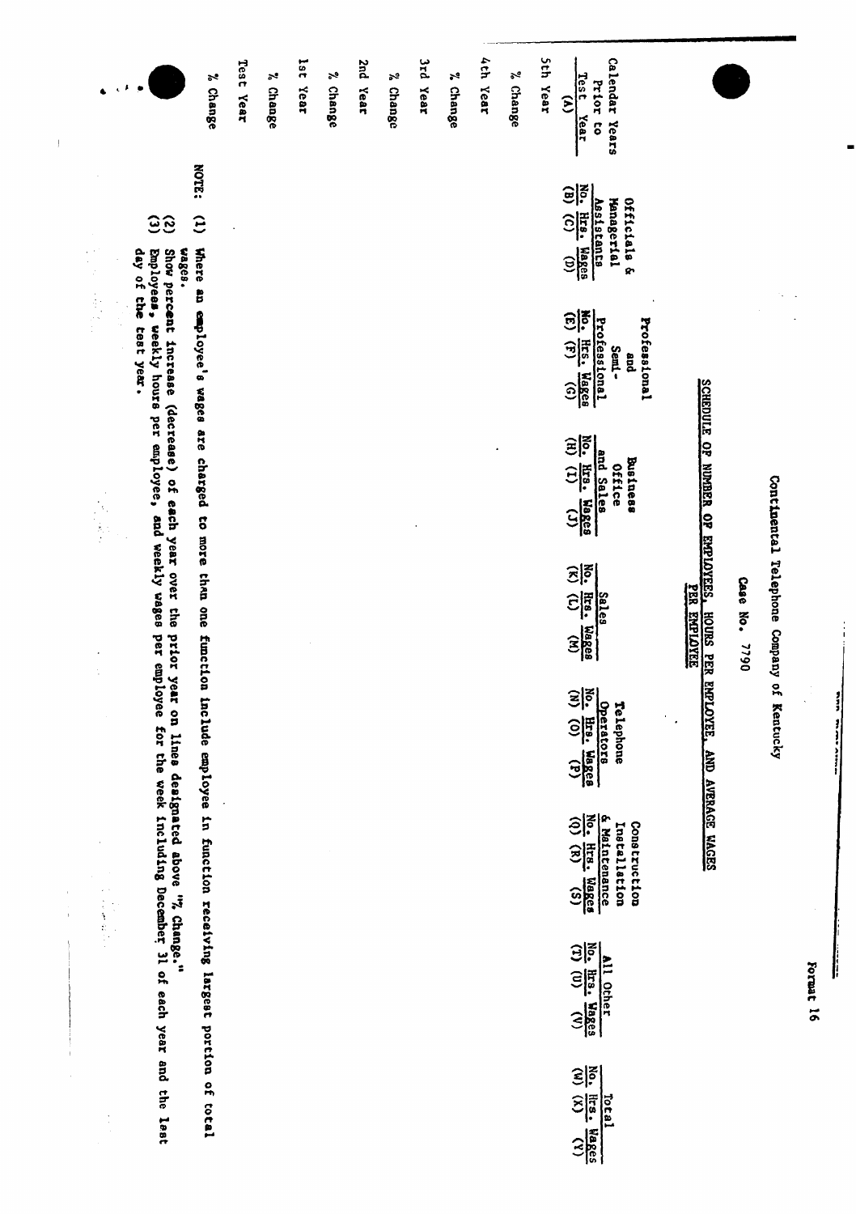Format 16

Continental Telephone Company of Kentucky

Case No. 7790

SCHEDULE OF NUMBER OF EMPLOYEES, HOURS PER EMPLOYEE, AND AVERAGE WAGES PER EMPLOYEE

| Calendar Years Prior to Test Year | Officials & Managerial Assistants | | | Professional and Semi-Professional | | | Business Office and Sales | | | Sales | | | Telephone Operators | | | Construction Installation & Maintenance | | | All Other | | | Total | | |
|---|---|---|---|---|---|---|---|---|---|---|---|---|---|---|---|---|---|---|---|---|---|---|---|---|
| | No. | Hrs. | Wages | No. | Hrs. | Wages | No. | Hrs. | Wages | No. | Hrs. | Wages | No. | Hrs. | Wages | No. | Hrs. | Wages | No. | Hrs. | Wages | No. | Hrs. | Wages |
| (A) | (B) | (C) | (D) | (E) | (F) | (G) | (H) | (I) | (J) | (K) | (L) | (M) | (N) | (O) | (P) | (Q) | (R) | (S) | (T) | (U) | (V) | (W) | (X) | (Y) |
| 5th Year | | | | | | | | | | | | | | | | | | | | | | | | |
| % Change | | | | | | | | | | | | | | | | | | | | | | | | |
| 4th Year | | | | | | | | | | | | | | | | | | | | | | | | |
| % Change | | | | | | | | | | | | | | | | | | | | | | | | |
| 3rd Year | | | | | | | | | | | | | | | | | | | | | | | | |
| % Change | | | | | | | | | | | | | | | | | | | | | | | | |
| 2nd Year | | | | | | | | | | | | | | | | | | | | | | | | |
| % Change | | | | | | | | | | | | | | | | | | | | | | | | |
| 1st Year | | | | | | | | | | | | | | | | | | | | | | | | |
| % Change | | | | | | | | | | | | | | | | | | | | | | | | |
| Test Year | | | | | | | | | | | | | | | | | | | | | | | | |
| % Change | | | | | | | | | | | | | | | | | | | | | | | | |

NOTE:
(1) Where an employee's wages are charged to more than one function include employee in function receiving largest portion of total wages.
(2) Show percent increase (decrease) of each year over the prior year on lines designated above "% Change."
(3) Employees, weekly hours per employee, and weekly wages per employee for the week including December 31 of each year and the last day of the test year.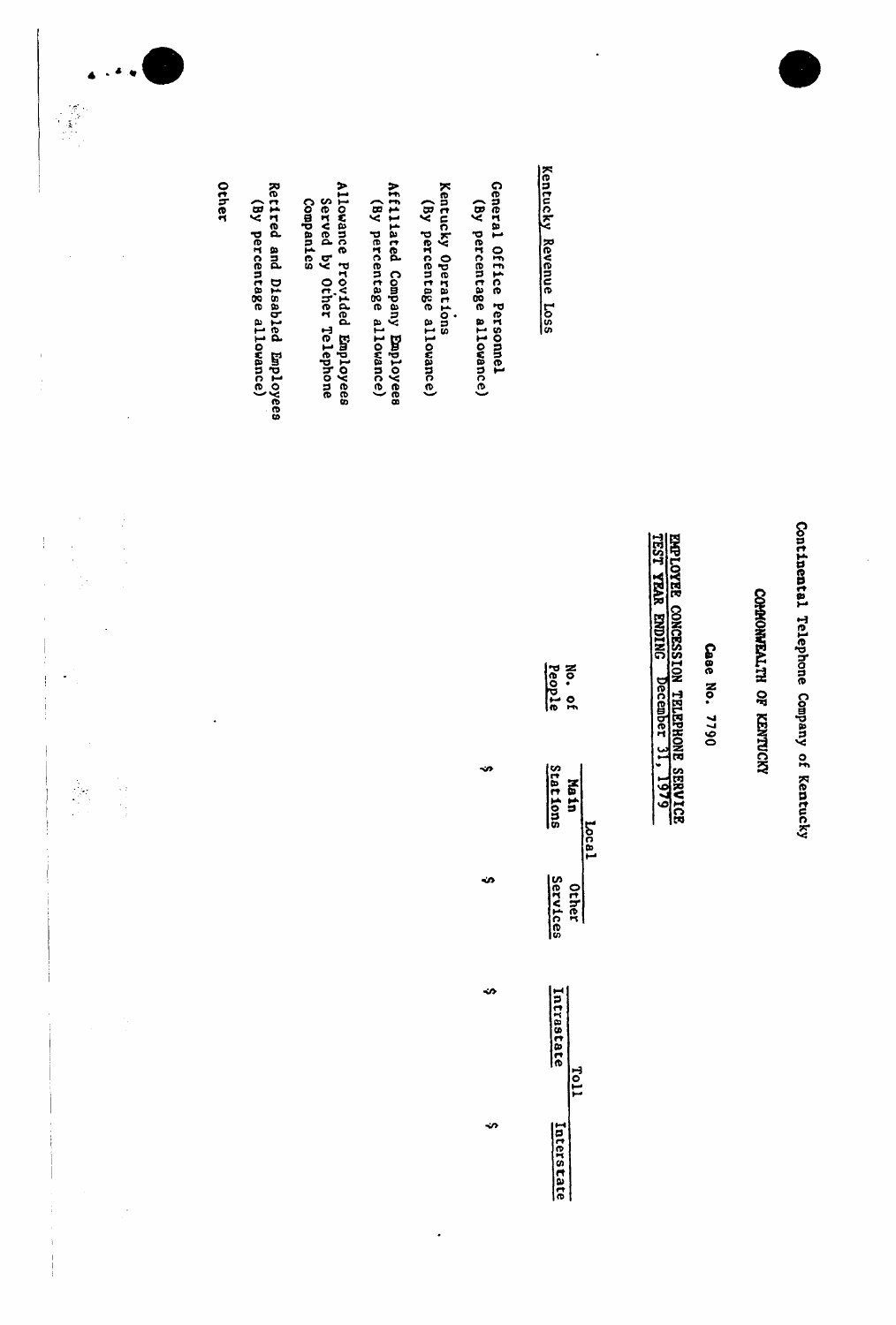Continental Telephone Company of Kentucky

COMMONWEALTH OF KENTUCKY

Case No. 7790

EMPLOYEE CONCESSION TELEPHONE SERVICE
TEST YEAR ENDING December 31, 1979

| | No. of People | Local | | Toll | |
|---|---|---|---|---|---|
| | | Main Stations | Other Services | Intrastate | Interstate |
| Kentucky Revenue Loss | | $ | $ | $ | $ |
| General Office Personnel (By percentage allowance) | | | | | |
| Kentucky Operations (By percentage allowance) | | | | | |
| Affiliated Company Employees (By percentage allowance) | | | | | |
| Allowance Provided Employees Served by Other Telephone Companies | | | | | |
| Retired and Disabled Employees (By percentage allowance) | | | | | |
| Other | | | | | |